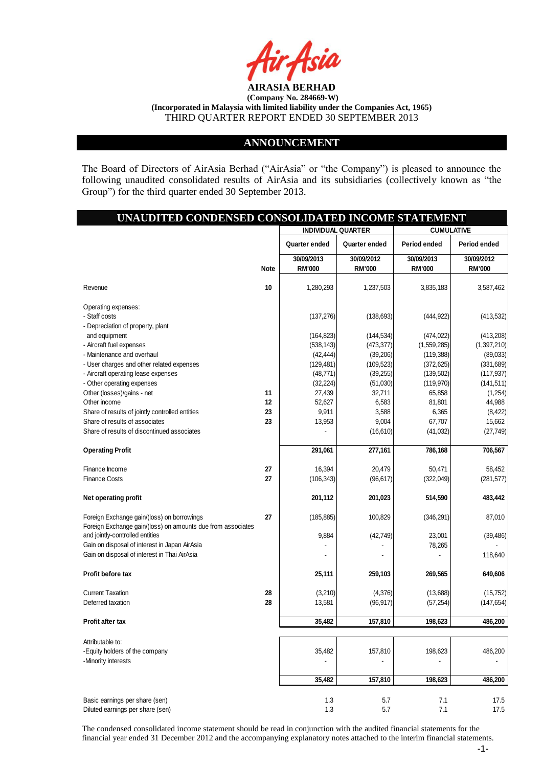**AIRASIA BERHAD**

**(Company No. 284669-W)**

**(Incorporated in Malaysia with limited liability under the Companies Act, 1965)**

THIRD QUARTER REPORT ENDED 30 SEPTEMBER 2013

## ANNOUNCEMENT

The Board of Directors of AirAsia Berhad ("AirAsia" or "the Company") is pleased to announce the following unaudited consolidated results of AirAsia and its subsidiaries (collectively known as "the Group") for the third quarter ended 30 September 2013.

## UNAUDITED CONDENSED CONSOLIDATED INCOME STATEMENT

| | | INDIVIDUAL QUARTER | | CUMULATIVE | |
|---|---|---|---|---|---|
| | | Quarter ended | Quarter ended | Period ended | Period ended |
| | Note | 30/09/2013 RM'000 | 30/09/2012 RM'000 | 30/09/2013 RM'000 | 30/09/2012 RM'000 |
| Revenue | 10 | 1,280,293 | 1,237,503 | 3,835,183 | 3,587,462 |
| Operating expenses: | | | | | |
| - Staff costs | | (137,276) | (138,693) | (444,922) | (413,532) |
| - Depreciation of property, plant and equipment | | (164,823) | (144,534) | (474,022) | (413,208) |
| - Aircraft fuel expenses | | (538,143) | (473,377) | (1,559,285) | (1,397,210) |
| - Maintenance and overhaul | | (42,444) | (39,206) | (119,388) | (89,033) |
| - User charges and other related expenses | | (129,481) | (109,523) | (372,625) | (331,689) |
| - Aircraft operating lease expenses | | (48,771) | (39,255) | (139,502) | (117,937) |
| - Other operating expenses | | (32,224) | (51,030) | (119,970) | (141,511) |
| Other (losses)/gains - net | 11 | 27,439 | 32,711 | 65,858 | (1,254) |
| Other income | 12 | 52,627 | 6,583 | 81,801 | 44,988 |
| Share of results of jointly controlled entities | 23 | 9,911 | 3,588 | 6,365 | (8,422) |
| Share of results of associates | 23 | 13,953 | 9,004 | 67,707 | 15,662 |
| Share of results of discontinued associates | | - | (16,610) | (41,032) | (27,749) |
| **Operating Profit** | | **291,061** | **277,161** | **786,168** | **706,567** |
| Finance Income | 27 | 16,394 | 20,479 | 50,471 | 58,452 |
| Finance Costs | 27 | (106,343) | (96,617) | (322,049) | (281,577) |
| **Net operating profit** | | **201,112** | **201,023** | **514,590** | **483,442** |
| Foreign Exchange gain/(loss) on borrowings | 27 | (185,885) | 100,829 | (346,291) | 87,010 |
| Foreign Exchange gain/(loss) on amounts due from associates and jointly-controlled entities | | 9,884 | (42,749) | 23,001 | (39,486) |
| Gain on disposal of interest in Japan AirAsia | | - | - | 78,265 | - |
| Gain on disposal of interest in Thai AirAsia | | - | - | - | 118,640 |
| **Profit before tax** | | **25,111** | **259,103** | **269,565** | **649,606** |
| Current Taxation | 28 | (3,210) | (4,376) | (13,688) | (15,752) |
| Deferred taxation | 28 | 13,581 | (96,917) | (57,254) | (147,654) |
| **Profit after tax** | | **35,482** | **157,810** | **198,623** | **486,200** |
| Attributable to: | | | | | |
| -Equity holders of the company | | 35,482 | 157,810 | 198,623 | 486,200 |
| -Minority interests | | - | - | - | - |
| | | **35,482** | **157,810** | **198,623** | **486,200** |
| Basic earnings per share (sen) | | 1.3 | 5.7 | 7.1 | 17.5 |
| Diluted earnings per share (sen) | | 1.3 | 5.7 | 7.1 | 17.5 |

The condensed consolidated income statement should be read in conjunction with the audited financial statements for the financial year ended 31 December 2012 and the accompanying explanatory notes attached to the interim financial statements.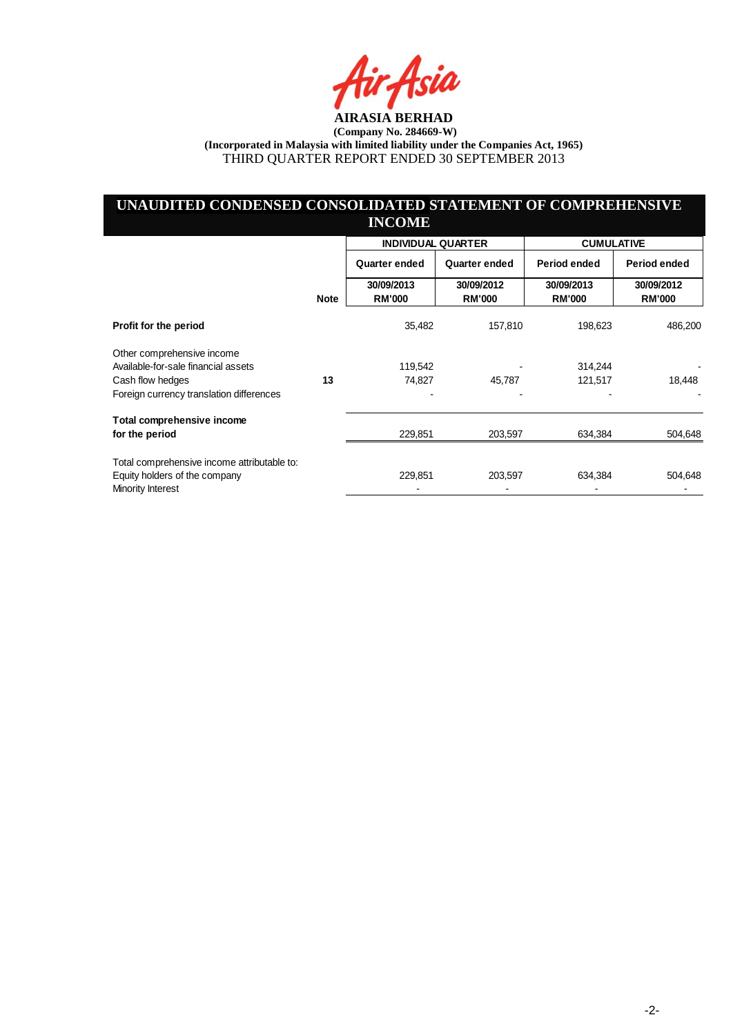**AIRASIA BERHAD**

**(Company No. 284669-W)**

**(Incorporated in Malaysia with limited liability under the Companies Act, 1965)**

THIRD QUARTER REPORT ENDED 30 SEPTEMBER 2013

## UNAUDITED CONDENSED CONSOLIDATED STATEMENT OF COMPREHENSIVE INCOME

| | | INDIVIDUAL QUARTER | | CUMULATIVE | |
|---|---|---|---|---|---|
| | | Quarter ended | Quarter ended | Period ended | Period ended |
| | Note | 30/09/2013 RM'000 | 30/09/2012 RM'000 | 30/09/2013 RM'000 | 30/09/2012 RM'000 |
| **Profit for the period** | | 35,482 | 157,810 | 198,623 | 486,200 |
| Other comprehensive income | | | | | |
| Available-for-sale financial assets | | 119,542 | - | 314,244 | - |
| Cash flow hedges | 13 | 74,827 | 45,787 | 121,517 | 18,448 |
| Foreign currency translation differences | | - | - | - | - |
| **Total comprehensive income for the period** | | 229,851 | 203,597 | 634,384 | 504,648 |
| Total comprehensive income attributable to: | | | | | |
| Equity holders of the company | | 229,851 | 203,597 | 634,384 | 504,648 |
| Minority Interest | | - | - | - | - |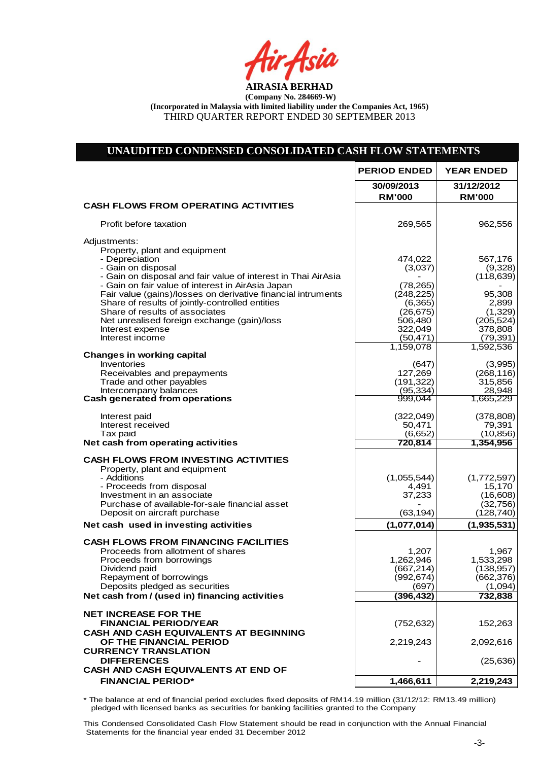**AIRASIA BERHAD**

**(Company No. 284669-W)**

**(Incorporated in Malaysia with limited liability under the Companies Act, 1965)**

THIRD QUARTER REPORT ENDED 30 SEPTEMBER 2013

## UNAUDITED CONDENSED CONSOLIDATED CASH FLOW STATEMENTS

| | PERIOD ENDED | YEAR ENDED |
|---|---|---|
| | 30/09/2013 | 31/12/2012 |
| | RM'000 | RM'000 |
| **CASH FLOWS FROM OPERATING ACTIVITIES** | | |
| Profit before taxation | 269,565 | 962,556 |
| Adjustments: | | |
| Property, plant and equipment | | |
| - Depreciation | 474,022 | 567,176 |
| - Gain on disposal | (3,037) | (9,328) |
| - Gain on disposal and fair value of interest in Thai AirAsia | - | (118,639) |
| - Gain on fair value of interest in AirAsia Japan | (78,265) | - |
| Fair value (gains)/losses on derivative financial intruments | (248,225) | 95,308 |
| Share of results of jointly-controlled entities | (6,365) | 2,899 |
| Share of results of associates | (26,675) | (1,329) |
| Net unrealised foreign exchange (gain)/loss | 506,480 | (205,524) |
| Interest expense | 322,049 | 378,808 |
| Interest income | (50,471) | (79,391) |
| | 1,159,078 | 1,592,536 |
| **Changes in working capital** | | |
| Inventories | (647) | (3,995) |
| Receivables and prepayments | 127,269 | (268,116) |
| Trade and other payables | (191,322) | 315,856 |
| Intercompany balances | (95,334) | 28,948 |
| **Cash generated from operations** | 999,044 | 1,665,229 |
| Interest paid | (322,049) | (378,808) |
| Interest received | 50,471 | 79,391 |
| Tax paid | (6,652) | (10,856) |
| **Net cash from operating activities** | **720,814** | **1,354,956** |
| **CASH FLOWS FROM INVESTING ACTIVITIES** | | |
| Property, plant and equipment | | |
| - Additions | (1,055,544) | (1,772,597) |
| - Proceeds from disposal | 4,491 | 15,170 |
| Investment in an associate | 37,233 | (16,608) |
| Purchase of available-for-sale financial asset | - | (32,756) |
| Deposit on aircraft purchase | (63,194) | (128,740) |
| **Net cash used in investing activities** | **(1,077,014)** | **(1,935,531)** |
| **CASH FLOWS FROM FINANCING FACILITIES** | | |
| Proceeds from allotment of shares | 1,207 | 1,967 |
| Proceeds from borrowings | 1,262,946 | 1,533,298 |
| Dividend paid | (667,214) | (138,957) |
| Repayment of borrowings | (992,674) | (662,376) |
| Deposits pledged as securities | (697) | (1,094) |
| **Net cash from / (used in) financing activities** | **(396,432)** | **732,838** |
| **NET INCREASE FOR THE FINANCIAL PERIOD/YEAR** | (752,632) | 152,263 |
| **CASH AND CASH EQUIVALENTS AT BEGINNING OF THE FINANCIAL PERIOD** | 2,219,243 | 2,092,616 |
| **CURRENCY TRANSLATION DIFFERENCES** | - | (25,636) |
| **CASH AND CASH EQUIVALENTS AT END OF FINANCIAL PERIOD*** | **1,466,611** | **2,219,243** |

\* The balance at end of financial period excludes fixed deposits of RM14.19 million (31/12/12: RM13.49 million) pledged with licensed banks as securities for banking facilities granted to the Company

This Condensed Consolidated Cash Flow Statement should be read in conjunction with the Annual Financial Statements for the financial year ended 31 December 2012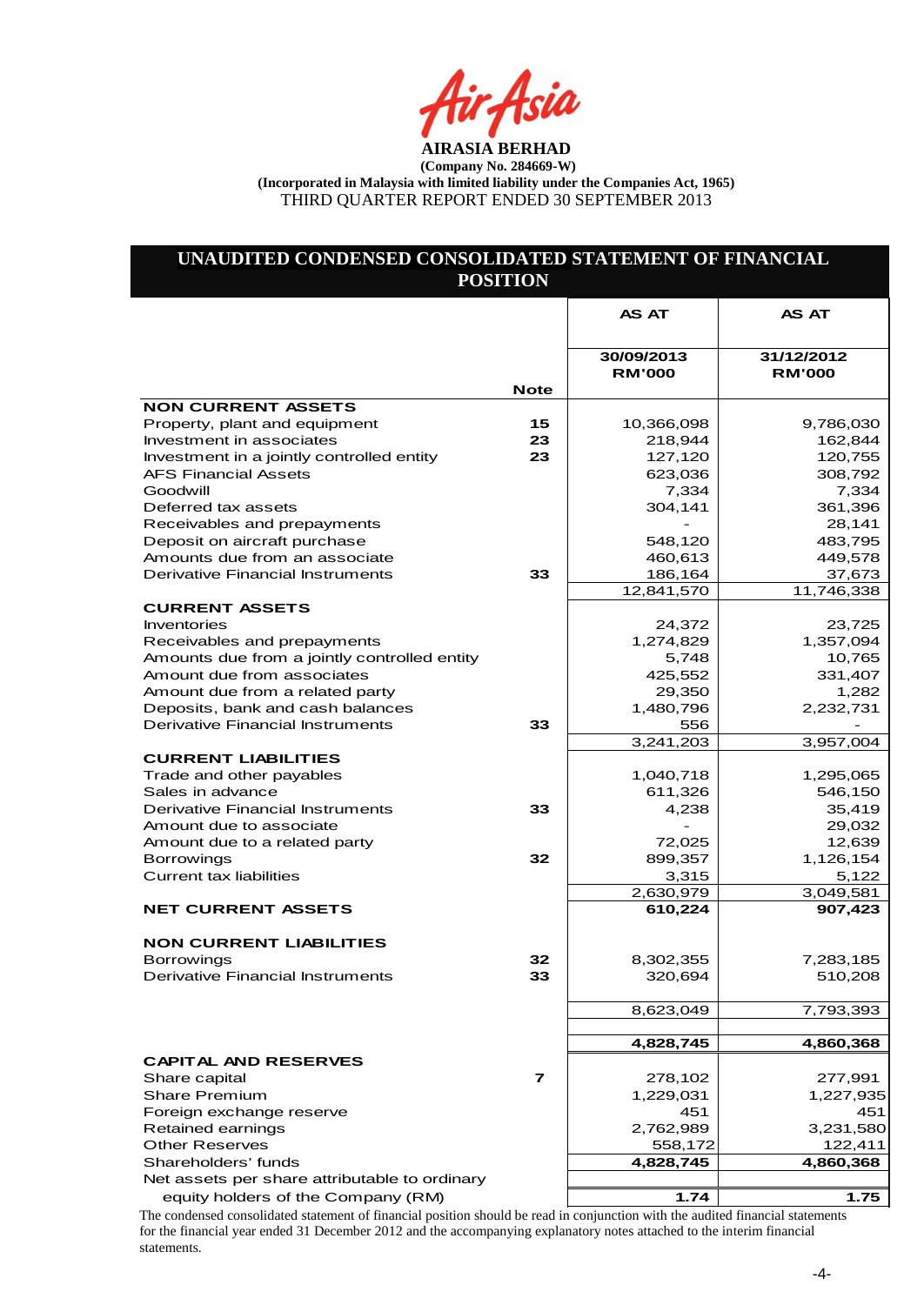**AIRASIA BERHAD**

**(Company No. 284669-W)**

**(Incorporated in Malaysia with limited liability under the Companies Act, 1965)**

THIRD QUARTER REPORT ENDED 30 SEPTEMBER 2013

## UNAUDITED CONDENSED CONSOLIDATED STATEMENT OF FINANCIAL POSITION

| | Note | AS AT 30/09/2013 RM'000 | AS AT 31/12/2012 RM'000 |
|---|---|---|---|
| **NON CURRENT ASSETS** | | | |
| Property, plant and equipment | 15 | 10,366,098 | 9,786,030 |
| Investment in associates | 23 | 218,944 | 162,844 |
| Investment in a jointly controlled entity | 23 | 127,120 | 120,755 |
| AFS Financial Assets | | 623,036 | 308,792 |
| Goodwill | | 7,334 | 7,334 |
| Deferred tax assets | | 304,141 | 361,396 |
| Receivables and prepayments | | - | 28,141 |
| Deposit on aircraft purchase | | 548,120 | 483,795 |
| Amounts due from an associate | | 460,613 | 449,578 |
| Derivative Financial Instruments | 33 | 186,164 | 37,673 |
| | | 12,841,570 | 11,746,338 |
| **CURRENT ASSETS** | | | |
| Inventories | | 24,372 | 23,725 |
| Receivables and prepayments | | 1,274,829 | 1,357,094 |
| Amounts due from a jointly controlled entity | | 5,748 | 10,765 |
| Amount due from associates | | 425,552 | 331,407 |
| Amount due from a related party | | 29,350 | 1,282 |
| Deposits, bank and cash balances | | 1,480,796 | 2,232,731 |
| Derivative Financial Instruments | 33 | 556 | - |
| | | 3,241,203 | 3,957,004 |
| **CURRENT LIABILITIES** | | | |
| Trade and other payables | | 1,040,718 | 1,295,065 |
| Sales in advance | | 611,326 | 546,150 |
| Derivative Financial Instruments | 33 | 4,238 | 35,419 |
| Amount due to associate | | - | 29,032 |
| Amount due to a related party | | 72,025 | 12,639 |
| Borrowings | 32 | 899,357 | 1,126,154 |
| Current tax liabilities | | 3,315 | 5,122 |
| | | 2,630,979 | 3,049,581 |
| **NET CURRENT ASSETS** | | **610,224** | **907,423** |
| **NON CURRENT LIABILITIES** | | | |
| Borrowings | 32 | 8,302,355 | 7,283,185 |
| Derivative Financial Instruments | 33 | 320,694 | 510,208 |
| | | 8,623,049 | 7,793,393 |
| | | **4,828,745** | **4,860,368** |
| **CAPITAL AND RESERVES** | | | |
| Share capital | 7 | 278,102 | 277,991 |
| Share Premium | | 1,229,031 | 1,227,935 |
| Foreign exchange reserve | | 451 | 451 |
| Retained earnings | | 2,762,989 | 3,231,580 |
| Other Reserves | | 558,172 | 122,411 |
| Shareholders' funds | | **4,828,745** | **4,860,368** |
| Net assets per share attributable to ordinary equity holders of the Company (RM) | | **1.74** | **1.75** |

The condensed consolidated statement of financial position should be read in conjunction with the audited financial statements for the financial year ended 31 December 2012 and the accompanying explanatory notes attached to the interim financial statements.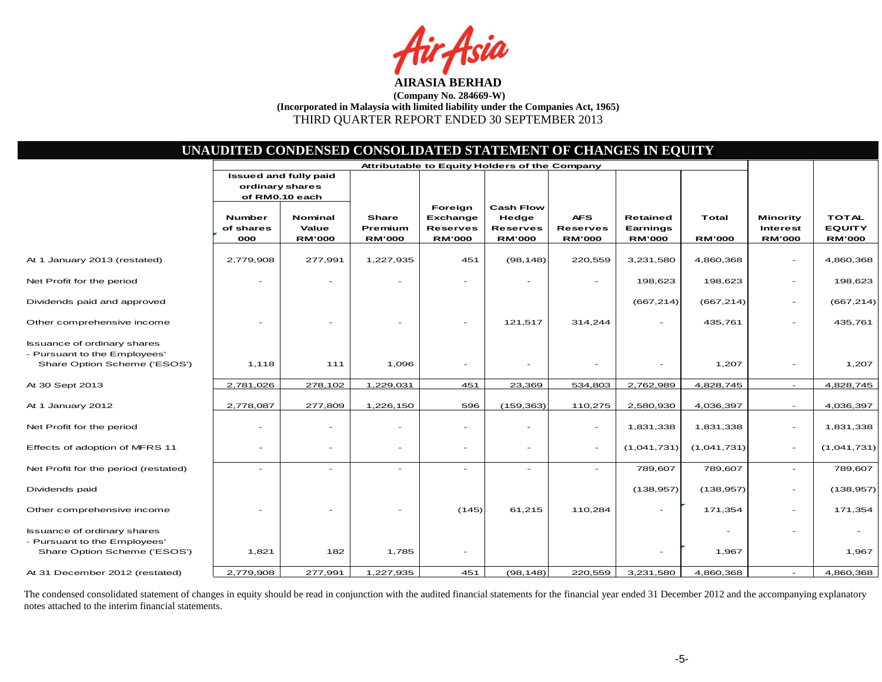**AIRASIA BERHAD**

**(Company No. 284669-W)**

**(Incorporated in Malaysia with limited liability under the Companies Act, 1965)**

THIRD QUARTER REPORT ENDED 30 SEPTEMBER 2013

## UNAUDITED CONDENSED CONSOLIDATED STATEMENT OF CHANGES IN EQUITY

| | Attributable to Equity Holders of the Company | | | | | | | | | |
|---|---|---|---|---|---|---|---|---|---|---|
| | Issued and fully paid ordinary shares of RM0.10 each | | | | | | | | | |
| | Number of shares 000 | Nominal Value RM'000 | Share Premium RM'000 | Foreign Exchange Reserves RM'000 | Cash Flow Hedge Reserves RM'000 | AFS Reserves RM'000 | Retained Earnings RM'000 | Total RM'000 | Minority Interest RM'000 | TOTAL EQUITY RM'000 |
| At 1 January 2013 (restated) | 2,779,908 | 277,991 | 1,227,935 | 451 | (98,148) | 220,559 | 3,231,580 | 4,860,368 | - | 4,860,368 |
| Net Profit for the period | - | - | - | - | - | - | 198,623 | 198,623 | - | 198,623 |
| Dividends paid and approved | | | | | | | (667,214) | (667,214) | - | (667,214) |
| Other comprehensive income | - | - | - | - | 121,517 | 314,244 | - | 435,761 | - | 435,761 |
| Issuance of ordinary shares - Pursuant to the Employees' Share Option Scheme ('ESOS') | 1,118 | 111 | 1,096 | - | - | - | - | 1,207 | - | 1,207 |
| At 30 Sept 2013 | 2,781,026 | 278,102 | 1,229,031 | 451 | 23,369 | 534,803 | 2,762,989 | 4,828,745 | - | 4,828,745 |
| At 1 January 2012 | 2,778,087 | 277,809 | 1,226,150 | 596 | (159,363) | 110,275 | 2,580,930 | 4,036,397 | - | 4,036,397 |
| Net Profit for the period | - | - | - | - | - | - | 1,831,338 | 1,831,338 | - | 1,831,338 |
| Effects of adoption of MFRS 11 | - | - | - | - | - | - | (1,041,731) | (1,041,731) | - | (1,041,731) |
| Net Profit for the period (restated) | - | - | - | - | - | - | 789,607 | 789,607 | - | 789,607 |
| Dividends paid | | | | | | | (138,957) | (138,957) | - | (138,957) |
| Other comprehensive income | - | - | - | (145) | 61,215 | 110,284 | - | 171,354 | - | 171,354 |
| Issuance of ordinary shares - Pursuant to the Employees' Share Option Scheme ('ESOS') | 1,821 | 182 | 1,785 | - | | | - | 1,967 | | 1,967 |
| At 31 December 2012 (restated) | 2,779,908 | 277,991 | 1,227,935 | 451 | (98,148) | 220,559 | 3,231,580 | 4,860,368 | - | 4,860,368 |

The condensed consolidated statement of changes in equity should be read in conjunction with the audited financial statements for the financial year ended 31 December 2012 and the accompanying explanatory notes attached to the interim financial statements.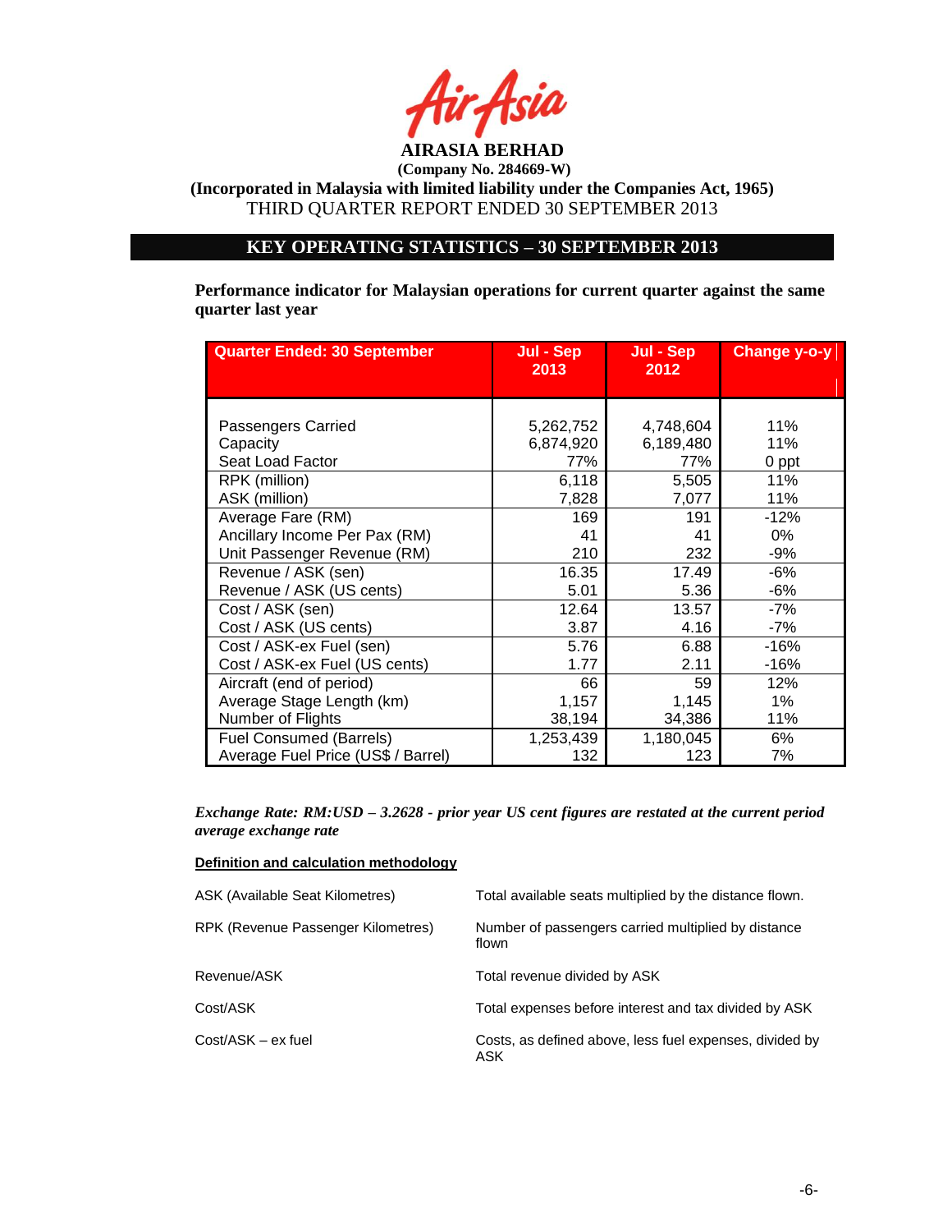AirAsia

**AIRASIA BERHAD**
**(Company No. 284669-W)**
**(Incorporated in Malaysia with limited liability under the Companies Act, 1965)**
THIRD QUARTER REPORT ENDED 30 SEPTEMBER 2013

## KEY OPERATING STATISTICS – 30 SEPTEMBER 2013

**Performance indicator for Malaysian operations for current quarter against the same quarter last year**

| Quarter Ended: 30 September | Jul - Sep 2013 | Jul - Sep 2012 | Change y-o-y |
|---|---|---|---|
| Passengers Carried | 5,262,752 | 4,748,604 | 11% |
| Capacity | 6,874,920 | 6,189,480 | 11% |
| Seat Load Factor | 77% | 77% | 0 ppt |
| RPK (million) | 6,118 | 5,505 | 11% |
| ASK (million) | 7,828 | 7,077 | 11% |
| Average Fare (RM) | 169 | 191 | -12% |
| Ancillary Income Per Pax (RM) | 41 | 41 | 0% |
| Unit Passenger Revenue (RM) | 210 | 232 | -9% |
| Revenue / ASK (sen) | 16.35 | 17.49 | -6% |
| Revenue / ASK (US cents) | 5.01 | 5.36 | -6% |
| Cost / ASK (sen) | 12.64 | 13.57 | -7% |
| Cost / ASK (US cents) | 3.87 | 4.16 | -7% |
| Cost / ASK-ex Fuel (sen) | 5.76 | 6.88 | -16% |
| Cost / ASK-ex Fuel (US cents) | 1.77 | 2.11 | -16% |
| Aircraft (end of period) | 66 | 59 | 12% |
| Average Stage Length (km) | 1,157 | 1,145 | 1% |
| Number of Flights | 38,194 | 34,386 | 11% |
| Fuel Consumed (Barrels) | 1,253,439 | 1,180,045 | 6% |
| Average Fuel Price (US$ / Barrel) | 132 | 123 | 7% |

***Exchange Rate: RM:USD – 3.2628 - prior year US cent figures are restated at the current period average exchange rate***

**Definition and calculation methodology**

| | |
|---|---|
| ASK (Available Seat Kilometres) | Total available seats multiplied by the distance flown. |
| RPK (Revenue Passenger Kilometres) | Number of passengers carried multiplied by distance flown |
| Revenue/ASK | Total revenue divided by ASK |
| Cost/ASK | Total expenses before interest and tax divided by ASK |
| Cost/ASK – ex fuel | Costs, as defined above, less fuel expenses, divided by ASK |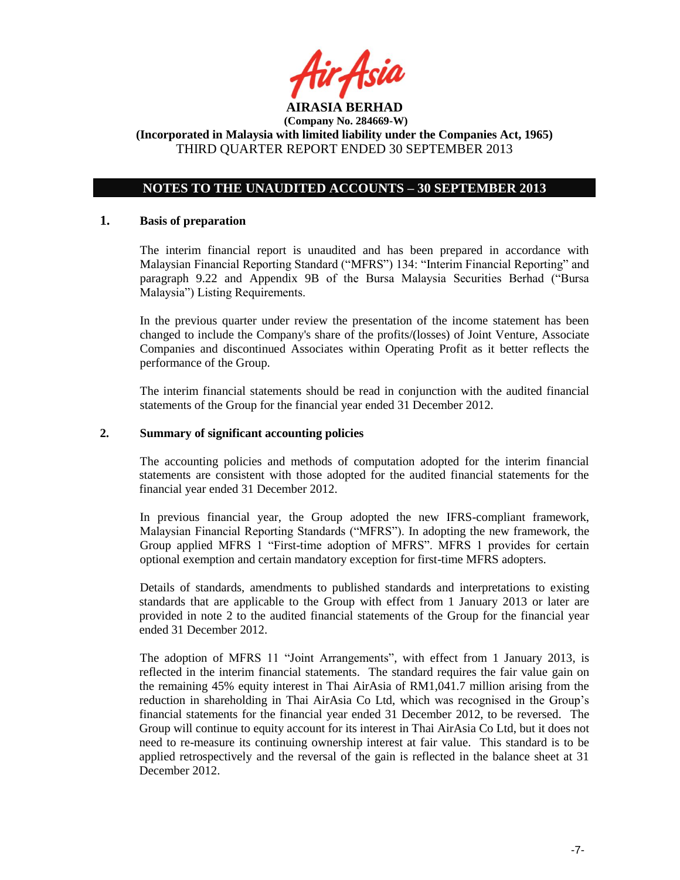**AIRASIA BERHAD**
**(Company No. 284669-W)**
**(Incorporated in Malaysia with limited liability under the Companies Act, 1965)**
THIRD QUARTER REPORT ENDED 30 SEPTEMBER 2013

## NOTES TO THE UNAUDITED ACCOUNTS – 30 SEPTEMBER 2013

### 1. Basis of preparation

The interim financial report is unaudited and has been prepared in accordance with Malaysian Financial Reporting Standard ("MFRS") 134: "Interim Financial Reporting" and paragraph 9.22 and Appendix 9B of the Bursa Malaysia Securities Berhad ("Bursa Malaysia") Listing Requirements.

In the previous quarter under review the presentation of the income statement has been changed to include the Company's share of the profits/(losses) of Joint Venture, Associate Companies and discontinued Associates within Operating Profit as it better reflects the performance of the Group.

The interim financial statements should be read in conjunction with the audited financial statements of the Group for the financial year ended 31 December 2012.

### 2. Summary of significant accounting policies

The accounting policies and methods of computation adopted for the interim financial statements are consistent with those adopted for the audited financial statements for the financial year ended 31 December 2012.

In previous financial year, the Group adopted the new IFRS-compliant framework, Malaysian Financial Reporting Standards ("MFRS"). In adopting the new framework, the Group applied MFRS 1 "First-time adoption of MFRS". MFRS 1 provides for certain optional exemption and certain mandatory exception for first-time MFRS adopters.

Details of standards, amendments to published standards and interpretations to existing standards that are applicable to the Group with effect from 1 January 2013 or later are provided in note 2 to the audited financial statements of the Group for the financial year ended 31 December 2012.

The adoption of MFRS 11 "Joint Arrangements", with effect from 1 January 2013, is reflected in the interim financial statements. The standard requires the fair value gain on the remaining 45% equity interest in Thai AirAsia of RM1,041.7 million arising from the reduction in shareholding in Thai AirAsia Co Ltd, which was recognised in the Group's financial statements for the financial year ended 31 December 2012, to be reversed. The Group will continue to equity account for its interest in Thai AirAsia Co Ltd, but it does not need to re-measure its continuing ownership interest at fair value. This standard is to be applied retrospectively and the reversal of the gain is reflected in the balance sheet at 31 December 2012.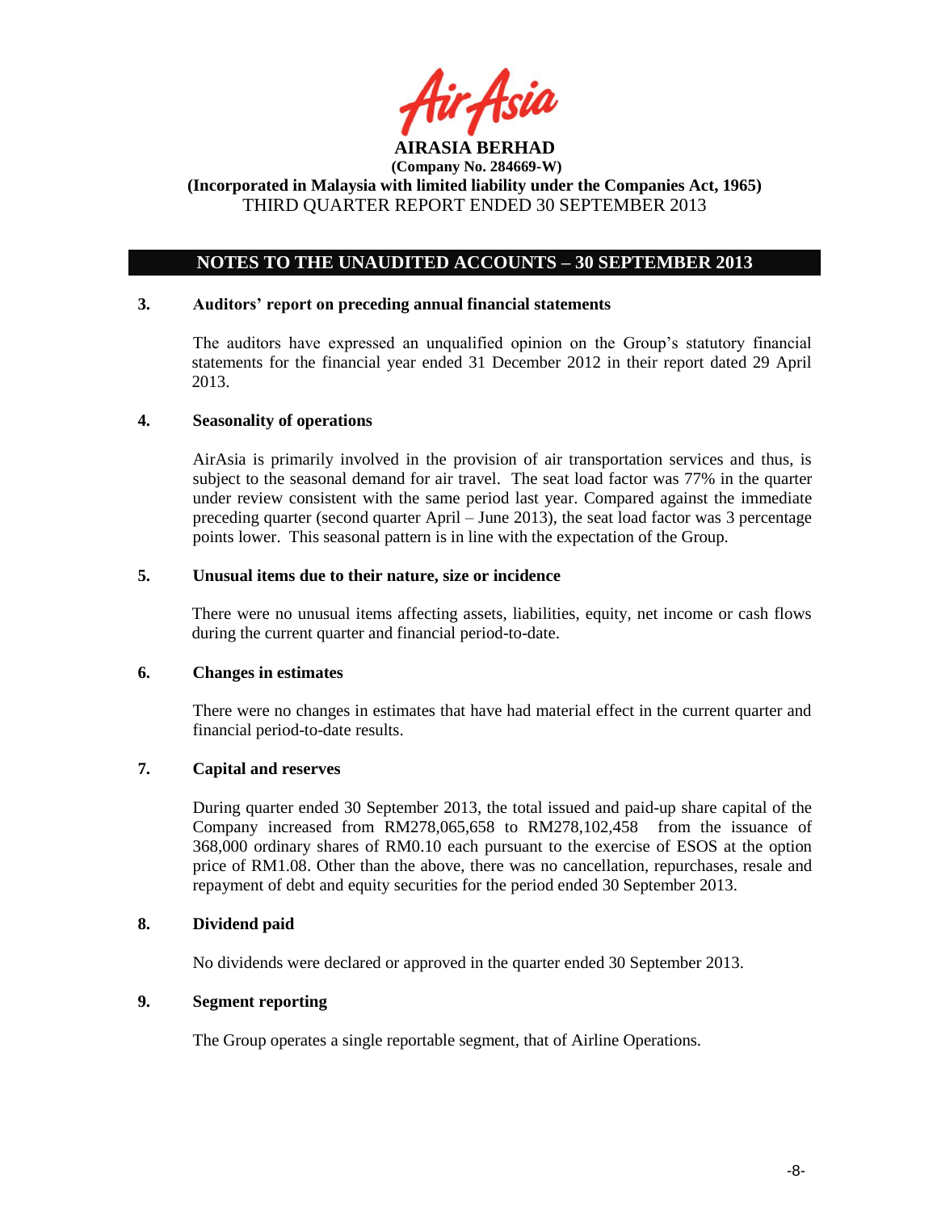**AIRASIA BERHAD**
**(Company No. 284669-W)**
**(Incorporated in Malaysia with limited liability under the Companies Act, 1965)**
THIRD QUARTER REPORT ENDED 30 SEPTEMBER 2013

## NOTES TO THE UNAUDITED ACCOUNTS – 30 SEPTEMBER 2013

### 3. Auditors' report on preceding annual financial statements

The auditors have expressed an unqualified opinion on the Group's statutory financial statements for the financial year ended 31 December 2012 in their report dated 29 April 2013.

### 4. Seasonality of operations

AirAsia is primarily involved in the provision of air transportation services and thus, is subject to the seasonal demand for air travel. The seat load factor was 77% in the quarter under review consistent with the same period last year. Compared against the immediate preceding quarter (second quarter April – June 2013), the seat load factor was 3 percentage points lower. This seasonal pattern is in line with the expectation of the Group.

### 5. Unusual items due to their nature, size or incidence

There were no unusual items affecting assets, liabilities, equity, net income or cash flows during the current quarter and financial period-to-date.

### 6. Changes in estimates

There were no changes in estimates that have had material effect in the current quarter and financial period-to-date results.

### 7. Capital and reserves

During quarter ended 30 September 2013, the total issued and paid-up share capital of the Company increased from RM278,065,658 to RM278,102,458 from the issuance of 368,000 ordinary shares of RM0.10 each pursuant to the exercise of ESOS at the option price of RM1.08. Other than the above, there was no cancellation, repurchases, resale and repayment of debt and equity securities for the period ended 30 September 2013.

### 8. Dividend paid

No dividends were declared or approved in the quarter ended 30 September 2013.

### 9. Segment reporting

The Group operates a single reportable segment, that of Airline Operations.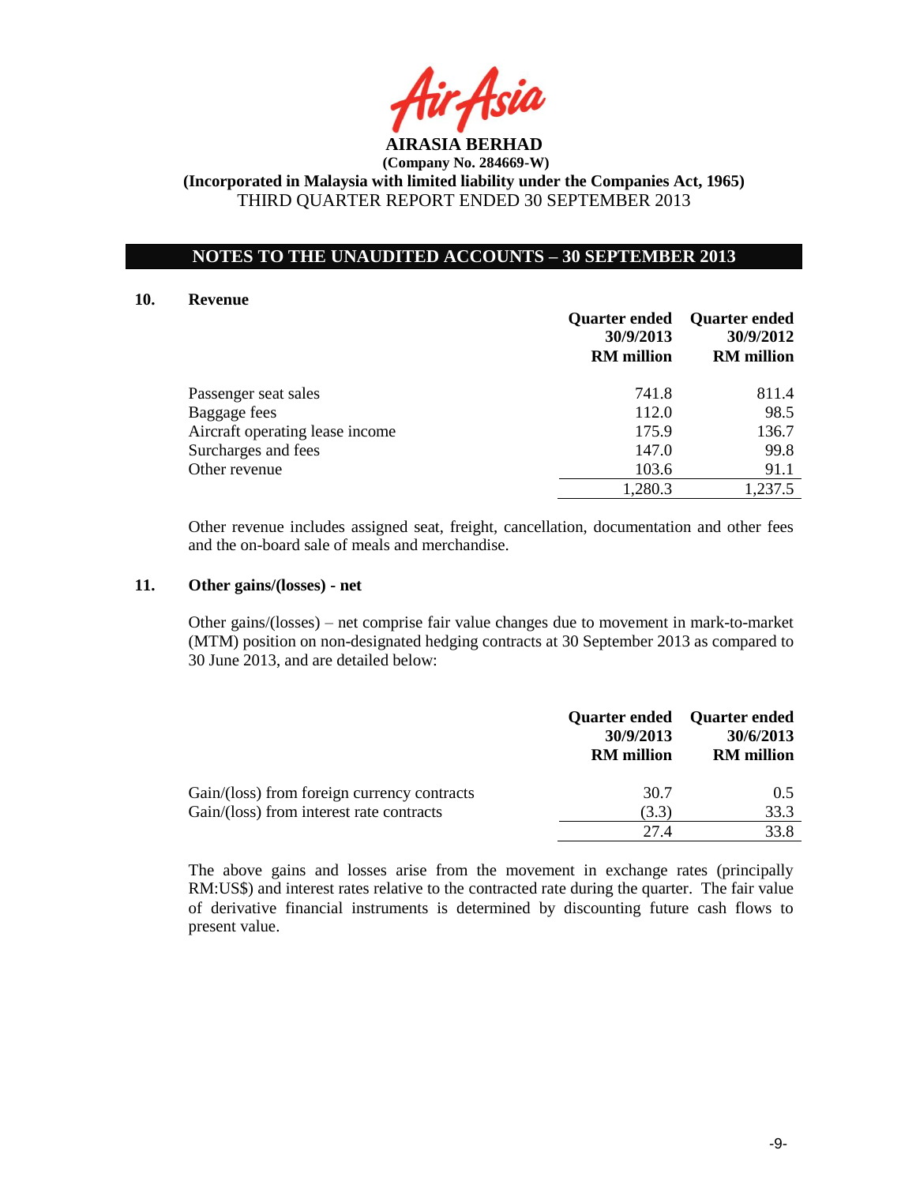**AIRASIA BERHAD**
**(Company No. 284669-W)**
**(Incorporated in Malaysia with limited liability under the Companies Act, 1965)**
THIRD QUARTER REPORT ENDED 30 SEPTEMBER 2013

## NOTES TO THE UNAUDITED ACCOUNTS – 30 SEPTEMBER 2013

### 10. Revenue

| | Quarter ended 30/9/2013 RM million | Quarter ended 30/9/2012 RM million |
|---|---|---|
| Passenger seat sales | 741.8 | 811.4 |
| Baggage fees | 112.0 | 98.5 |
| Aircraft operating lease income | 175.9 | 136.7 |
| Surcharges and fees | 147.0 | 99.8 |
| Other revenue | 103.6 | 91.1 |
| | 1,280.3 | 1,237.5 |

Other revenue includes assigned seat, freight, cancellation, documentation and other fees and the on-board sale of meals and merchandise.

### 11. Other gains/(losses) - net

Other gains/(losses) – net comprise fair value changes due to movement in mark-to-market (MTM) position on non-designated hedging contracts at 30 September 2013 as compared to 30 June 2013, and are detailed below:

| | Quarter ended 30/9/2013 RM million | Quarter ended 30/6/2013 RM million |
|---|---|---|
| Gain/(loss) from foreign currency contracts | 30.7 | 0.5 |
| Gain/(loss) from interest rate contracts | (3.3) | 33.3 |
| | 27.4 | 33.8 |

The above gains and losses arise from the movement in exchange rates (principally RM:US$) and interest rates relative to the contracted rate during the quarter. The fair value of derivative financial instruments is determined by discounting future cash flows to present value.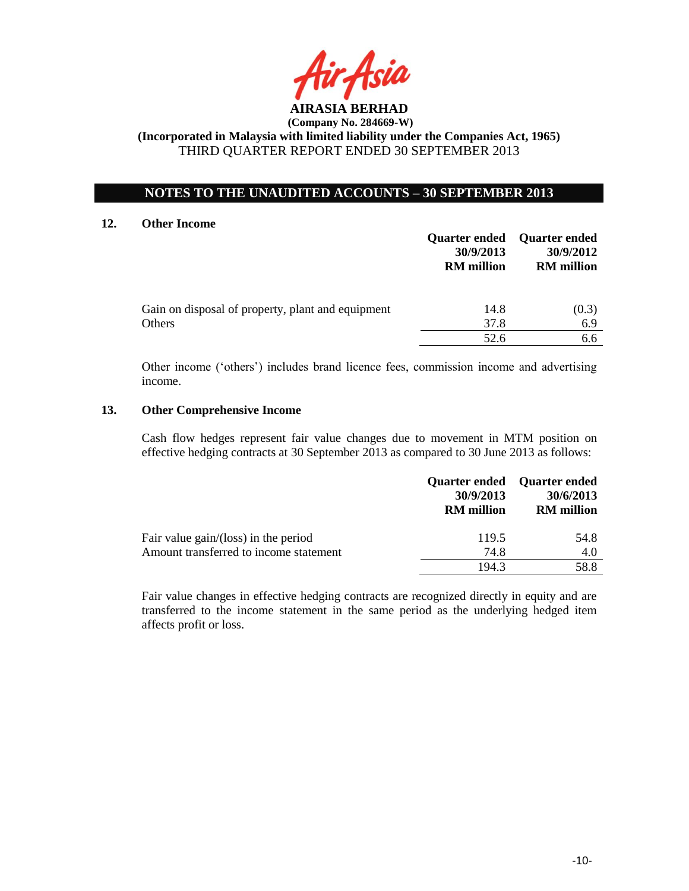**AIRASIA BERHAD**
**(Company No. 284669-W)**
**(Incorporated in Malaysia with limited liability under the Companies Act, 1965)**
THIRD QUARTER REPORT ENDED 30 SEPTEMBER 2013

## NOTES TO THE UNAUDITED ACCOUNTS – 30 SEPTEMBER 2013

### 12. Other Income

| | Quarter ended 30/9/2013 RM million | Quarter ended 30/9/2012 RM million |
|---|---|---|
| Gain on disposal of property, plant and equipment | 14.8 | (0.3) |
| Others | 37.8 | 6.9 |
| | 52.6 | 6.6 |

Other income ('others') includes brand licence fees, commission income and advertising income.

### 13. Other Comprehensive Income

Cash flow hedges represent fair value changes due to movement in MTM position on effective hedging contracts at 30 September 2013 as compared to 30 June 2013 as follows:

| | Quarter ended 30/9/2013 RM million | Quarter ended 30/6/2013 RM million |
|---|---|---|
| Fair value gain/(loss) in the period | 119.5 | 54.8 |
| Amount transferred to income statement | 74.8 | 4.0 |
| | 194.3 | 58.8 |

Fair value changes in effective hedging contracts are recognized directly in equity and are transferred to the income statement in the same period as the underlying hedged item affects profit or loss.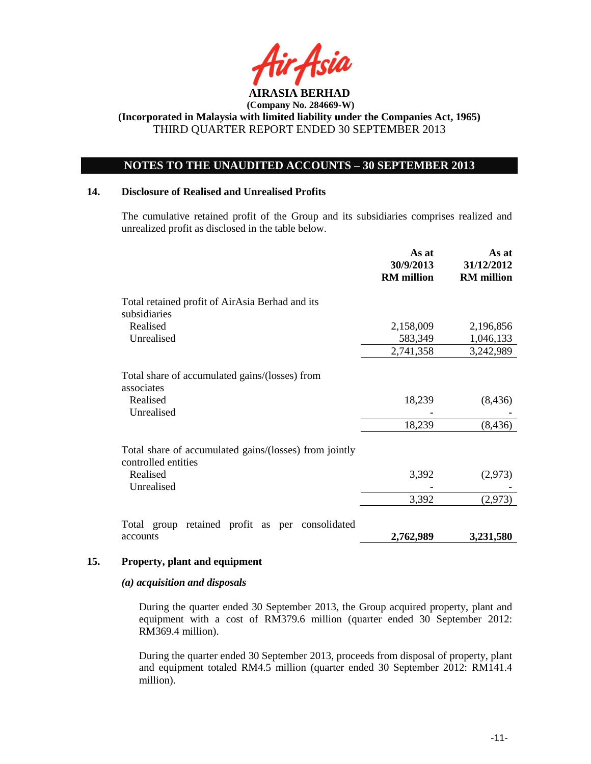**AIRASIA BERHAD**
**(Company No. 284669-W)**
**(Incorporated in Malaysia with limited liability under the Companies Act, 1965)**
THIRD QUARTER REPORT ENDED 30 SEPTEMBER 2013

## NOTES TO THE UNAUDITED ACCOUNTS – 30 SEPTEMBER 2013

### 14. Disclosure of Realised and Unrealised Profits

The cumulative retained profit of the Group and its subsidiaries comprises realized and unrealized profit as disclosed in the table below.

| | As at 30/9/2013 RM million | As at 31/12/2012 RM million |
|---|---|---|
| Total retained profit of AirAsia Berhad and its subsidiaries | | |
| Realised | 2,158,009 | 2,196,856 |
| Unrealised | 583,349 | 1,046,133 |
| | 2,741,358 | 3,242,989 |
| Total share of accumulated gains/(losses) from associates | | |
| Realised | 18,239 | (8,436) |
| Unrealised | - | - |
| | 18,239 | (8,436) |
| Total share of accumulated gains/(losses) from jointly controlled entities | | |
| Realised | 3,392 | (2,973) |
| Unrealised | - | - |
| | 3,392 | (2,973) |
| Total group retained profit as per consolidated accounts | **2,762,989** | **3,231,580** |

### 15. Property, plant and equipment

***(a) acquisition and disposals***

During the quarter ended 30 September 2013, the Group acquired property, plant and equipment with a cost of RM379.6 million (quarter ended 30 September 2012: RM369.4 million).

During the quarter ended 30 September 2013, proceeds from disposal of property, plant and equipment totaled RM4.5 million (quarter ended 30 September 2012: RM141.4 million).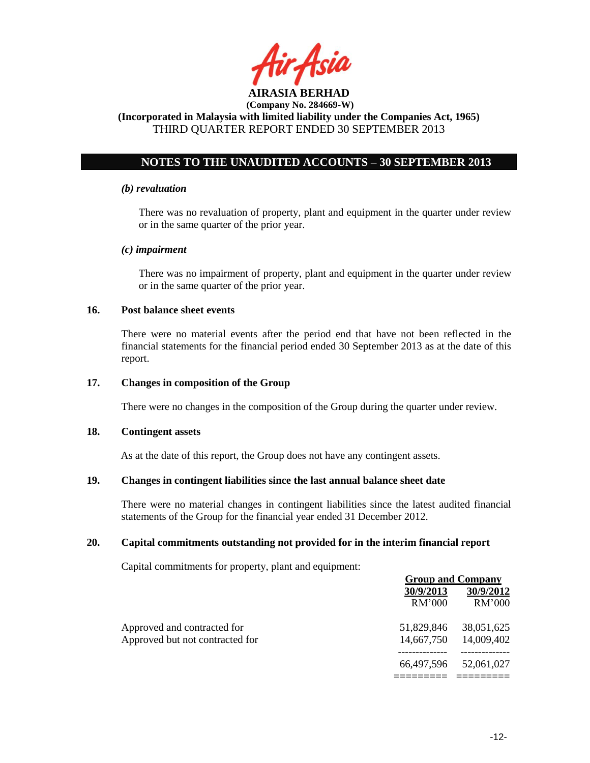**AIRASIA BERHAD**
**(Company No. 284669-W)**
**(Incorporated in Malaysia with limited liability under the Companies Act, 1965)**
THIRD QUARTER REPORT ENDED 30 SEPTEMBER 2013

## NOTES TO THE UNAUDITED ACCOUNTS – 30 SEPTEMBER 2013

***(b) revaluation***

There was no revaluation of property, plant and equipment in the quarter under review or in the same quarter of the prior year.

***(c) impairment***

There was no impairment of property, plant and equipment in the quarter under review or in the same quarter of the prior year.

### 16. Post balance sheet events

There were no material events after the period end that have not been reflected in the financial statements for the financial period ended 30 September 2013 as at the date of this report.

### 17. Changes in composition of the Group

There were no changes in the composition of the Group during the quarter under review.

### 18. Contingent assets

As at the date of this report, the Group does not have any contingent assets.

### 19. Changes in contingent liabilities since the last annual balance sheet date

There were no material changes in contingent liabilities since the latest audited financial statements of the Group for the financial year ended 31 December 2012.

### 20. Capital commitments outstanding not provided for in the interim financial report

Capital commitments for property, plant and equipment:

| | Group and Company | |
|---|---|---|
| | 30/9/2013 | 30/9/2012 |
| | RM'000 | RM'000 |
| Approved and contracted for | 51,829,846 | 38,051,625 |
| Approved but not contracted for | 14,667,750 | 14,009,402 |
| | 66,497,596 | 52,061,027 |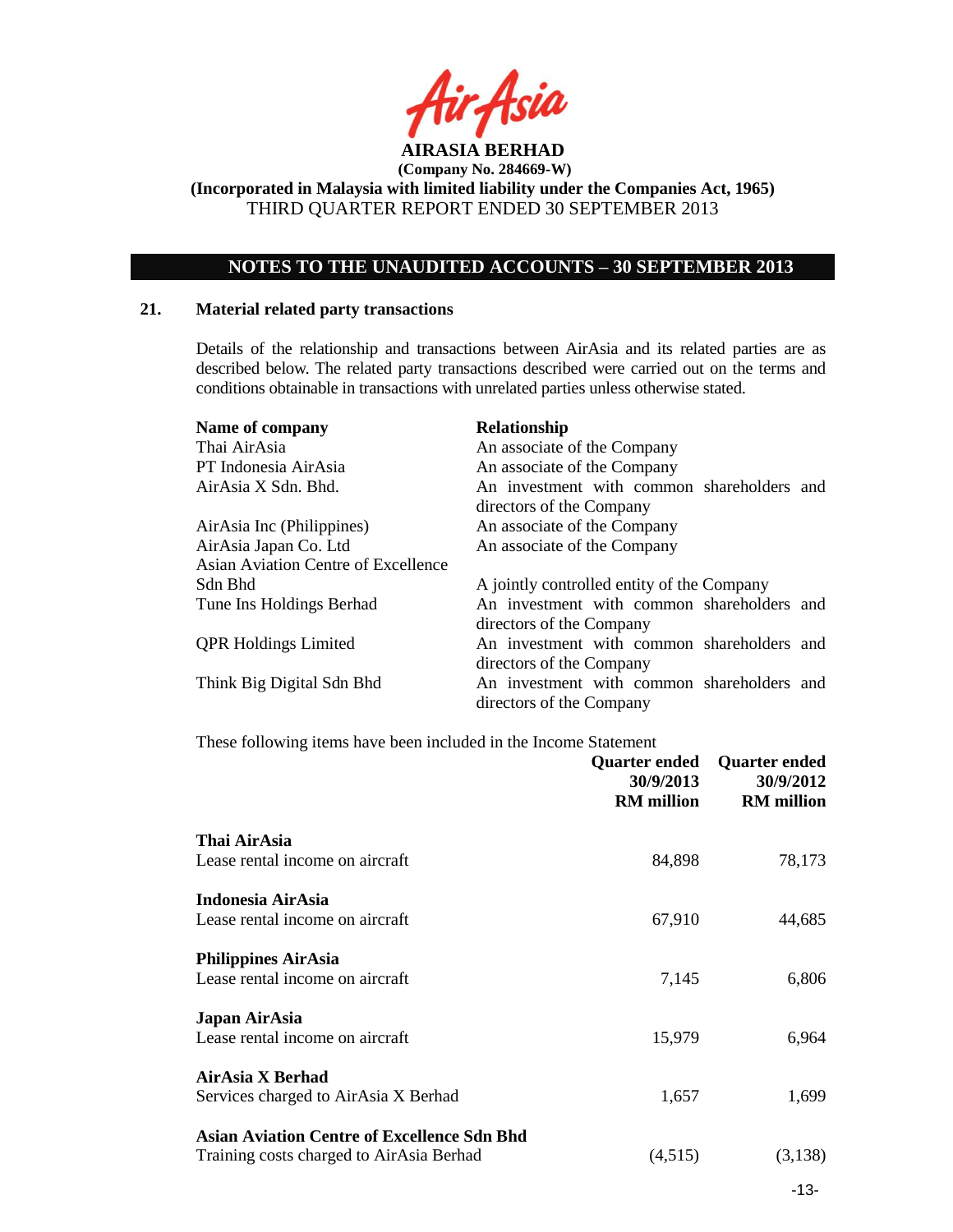**AIRASIA BERHAD**
**(Company No. 284669-W)**
**(Incorporated in Malaysia with limited liability under the Companies Act, 1965)**
THIRD QUARTER REPORT ENDED 30 SEPTEMBER 2013

## NOTES TO THE UNAUDITED ACCOUNTS – 30 SEPTEMBER 2013

### 21. Material related party transactions

Details of the relationship and transactions between AirAsia and its related parties are as described below. The related party transactions described were carried out on the terms and conditions obtainable in transactions with unrelated parties unless otherwise stated.

| Name of company | Relationship |
|---|---|
| Thai AirAsia | An associate of the Company |
| PT Indonesia AirAsia | An associate of the Company |
| AirAsia X Sdn. Bhd. | An investment with common shareholders and directors of the Company |
| AirAsia Inc (Philippines) | An associate of the Company |
| AirAsia Japan Co. Ltd | An associate of the Company |
| Asian Aviation Centre of Excellence Sdn Bhd | A jointly controlled entity of the Company |
| Tune Ins Holdings Berhad | An investment with common shareholders and directors of the Company |
| QPR Holdings Limited | An investment with common shareholders and directors of the Company |
| Think Big Digital Sdn Bhd | An investment with common shareholders and directors of the Company |

These following items have been included in the Income Statement

| | Quarter ended 30/9/2013 RM million | Quarter ended 30/9/2012 RM million |
|---|---|---|
| **Thai AirAsia** | | |
| Lease rental income on aircraft | 84,898 | 78,173 |
| **Indonesia AirAsia** | | |
| Lease rental income on aircraft | 67,910 | 44,685 |
| **Philippines AirAsia** | | |
| Lease rental income on aircraft | 7,145 | 6,806 |
| **Japan AirAsia** | | |
| Lease rental income on aircraft | 15,979 | 6,964 |
| **AirAsia X Berhad** | | |
| Services charged to AirAsia X Berhad | 1,657 | 1,699 |
| **Asian Aviation Centre of Excellence Sdn Bhd** | | |
| Training costs charged to AirAsia Berhad | (4,515) | (3,138) |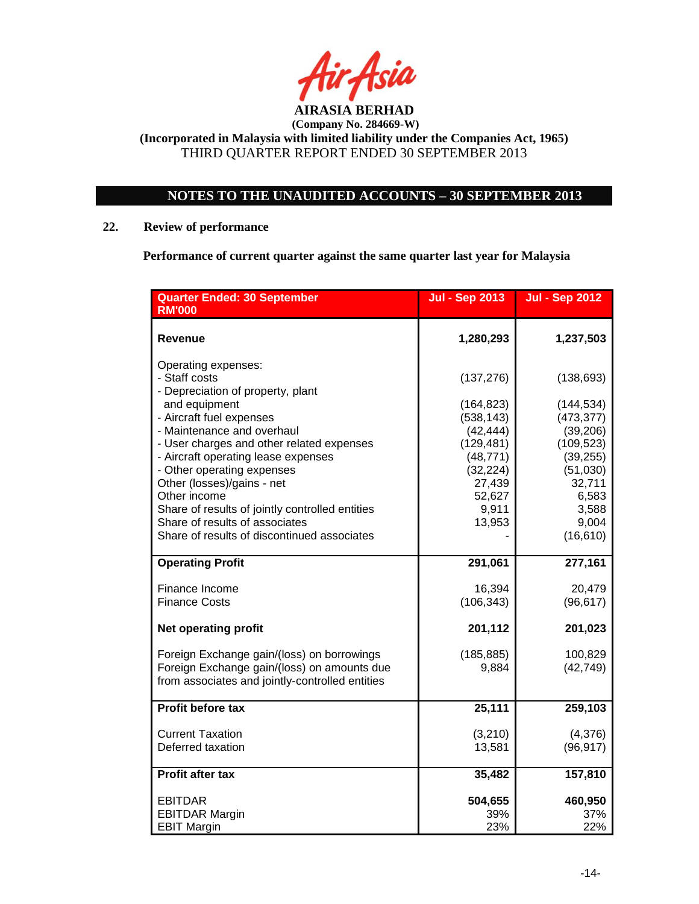**AIRASIA BERHAD**
**(Company No. 284669-W)**
**(Incorporated in Malaysia with limited liability under the Companies Act, 1965)**
THIRD QUARTER REPORT ENDED 30 SEPTEMBER 2013

## NOTES TO THE UNAUDITED ACCOUNTS – 30 SEPTEMBER 2013

### 22. Review of performance

**Performance of current quarter against the same quarter last year for Malaysia**

| Quarter Ended: 30 September RM'000 | Jul - Sep 2013 | Jul - Sep 2012 |
|---|---|---|
| **Revenue** | **1,280,293** | **1,237,503** |
| Operating expenses: | | |
| - Staff costs | (137,276) | (138,693) |
| - Depreciation of property, plant and equipment | (164,823) | (144,534) |
| - Aircraft fuel expenses | (538,143) | (473,377) |
| - Maintenance and overhaul | (42,444) | (39,206) |
| - User charges and other related expenses | (129,481) | (109,523) |
| - Aircraft operating lease expenses | (48,771) | (39,255) |
| - Other operating expenses | (32,224) | (51,030) |
| Other (losses)/gains - net | 27,439 | 32,711 |
| Other income | 52,627 | 6,583 |
| Share of results of jointly controlled entities | 9,911 | 3,588 |
| Share of results of associates | 13,953 | 9,004 |
| Share of results of discontinued associates | - | (16,610) |
| **Operating Profit** | **291,061** | **277,161** |
| Finance Income | 16,394 | 20,479 |
| Finance Costs | (106,343) | (96,617) |
| **Net operating profit** | **201,112** | **201,023** |
| Foreign Exchange gain/(loss) on borrowings | (185,885) | 100,829 |
| Foreign Exchange gain/(loss) on amounts due from associates and jointly-controlled entities | 9,884 | (42,749) |
| **Profit before tax** | **25,111** | **259,103** |
| Current Taxation | (3,210) | (4,376) |
| Deferred taxation | 13,581 | (96,917) |
| **Profit after tax** | **35,482** | **157,810** |
| EBITDAR | **504,655** | **460,950** |
| EBITDAR Margin | 39% | 37% |
| EBIT Margin | 23% | 22% |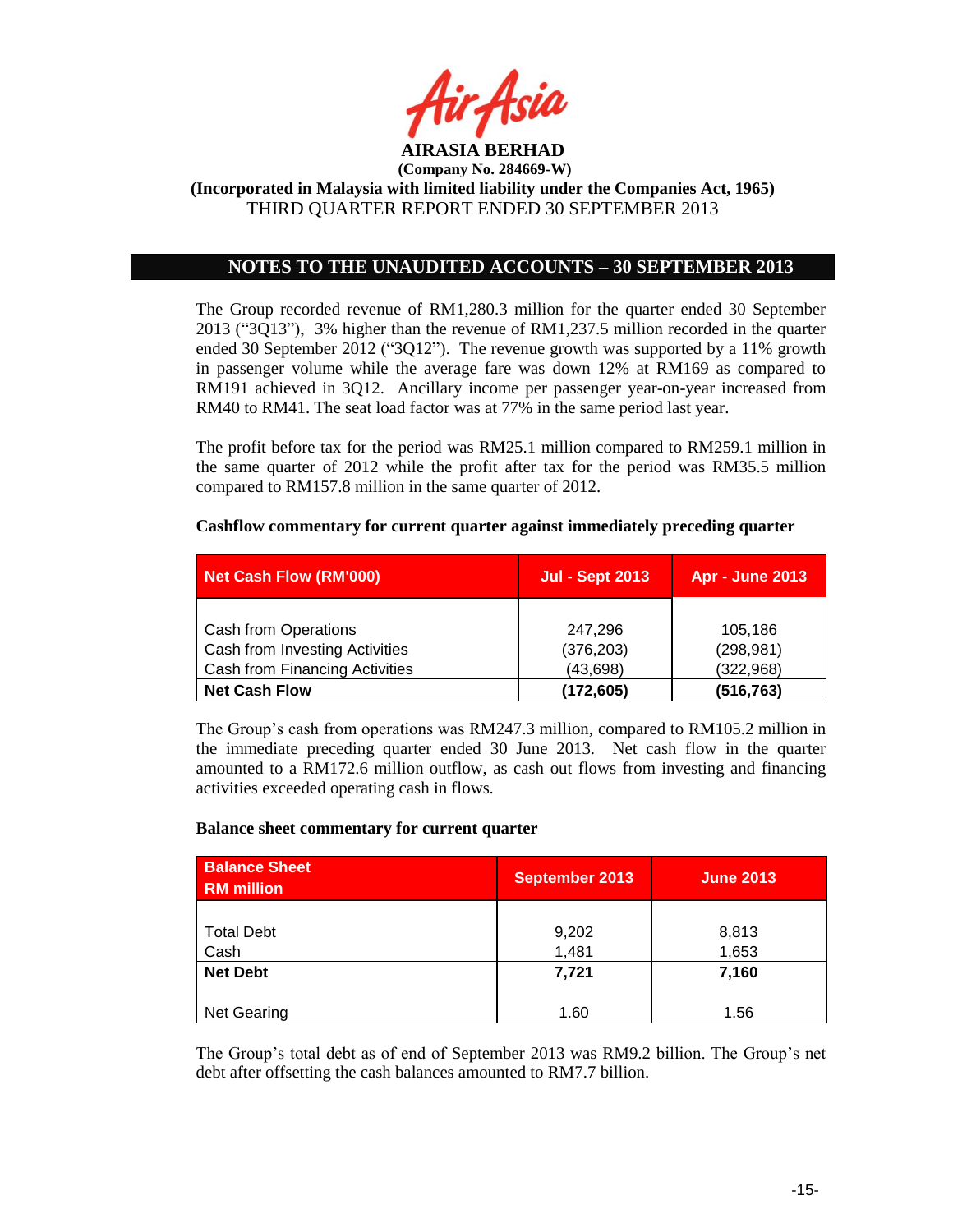**AIRASIA BERHAD**
**(Company No. 284669-W)**
**(Incorporated in Malaysia with limited liability under the Companies Act, 1965)**
THIRD QUARTER REPORT ENDED 30 SEPTEMBER 2013

## NOTES TO THE UNAUDITED ACCOUNTS – 30 SEPTEMBER 2013

The Group recorded revenue of RM1,280.3 million for the quarter ended 30 September 2013 ("3Q13"), 3% higher than the revenue of RM1,237.5 million recorded in the quarter ended 30 September 2012 ("3Q12"). The revenue growth was supported by a 11% growth in passenger volume while the average fare was down 12% at RM169 as compared to RM191 achieved in 3Q12. Ancillary income per passenger year-on-year increased from RM40 to RM41. The seat load factor was at 77% in the same period last year.

The profit before tax for the period was RM25.1 million compared to RM259.1 million in the same quarter of 2012 while the profit after tax for the period was RM35.5 million compared to RM157.8 million in the same quarter of 2012.

**Cashflow commentary for current quarter against immediately preceding quarter**

| Net Cash Flow (RM'000) | Jul - Sept 2013 | Apr - June 2013 |
|---|---|---|
| Cash from Operations | 247,296 | 105,186 |
| Cash from Investing Activities | (376,203) | (298,981) |
| Cash from Financing Activities | (43,698) | (322,968) |
| **Net Cash Flow** | **(172,605)** | **(516,763)** |

The Group's cash from operations was RM247.3 million, compared to RM105.2 million in the immediate preceding quarter ended 30 June 2013. Net cash flow in the quarter amounted to a RM172.6 million outflow, as cash out flows from investing and financing activities exceeded operating cash in flows.

**Balance sheet commentary for current quarter**

| Balance Sheet RM million | September 2013 | June 2013 |
|---|---|---|
| Total Debt | 9,202 | 8,813 |
| Cash | 1,481 | 1,653 |
| **Net Debt** | **7,721** | **7,160** |
| Net Gearing | 1.60 | 1.56 |

The Group's total debt as of end of September 2013 was RM9.2 billion. The Group's net debt after offsetting the cash balances amounted to RM7.7 billion.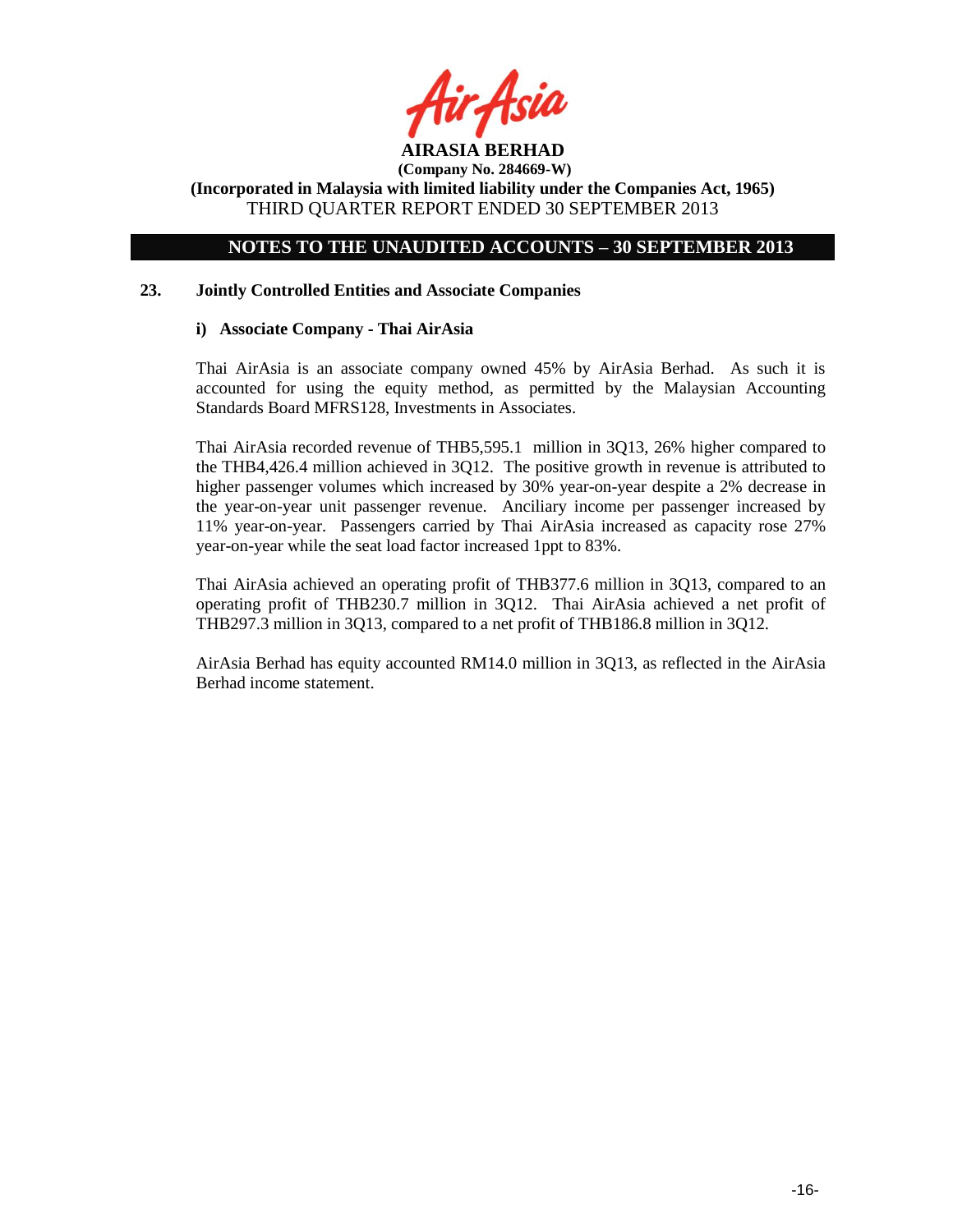## NOTES TO THE UNAUDITED ACCOUNTS – 30 SEPTEMBER 2013

### 23. Jointly Controlled Entities and Associate Companies

#### i) Associate Company - Thai AirAsia

Thai AirAsia is an associate company owned 45% by AirAsia Berhad. As such it is accounted for using the equity method, as permitted by the Malaysian Accounting Standards Board MFRS128, Investments in Associates.

Thai AirAsia recorded revenue of THB5,595.1 million in 3Q13, 26% higher compared to the THB4,426.4 million achieved in 3Q12. The positive growth in revenue is attributed to higher passenger volumes which increased by 30% year-on-year despite a 2% decrease in the year-on-year unit passenger revenue. Anciliary income per passenger increased by 11% year-on-year. Passengers carried by Thai AirAsia increased as capacity rose 27% year-on-year while the seat load factor increased 1ppt to 83%.

Thai AirAsia achieved an operating profit of THB377.6 million in 3Q13, compared to an operating profit of THB230.7 million in 3Q12. Thai AirAsia achieved a net profit of THB297.3 million in 3Q13, compared to a net profit of THB186.8 million in 3Q12.

AirAsia Berhad has equity accounted RM14.0 million in 3Q13, as reflected in the AirAsia Berhad income statement.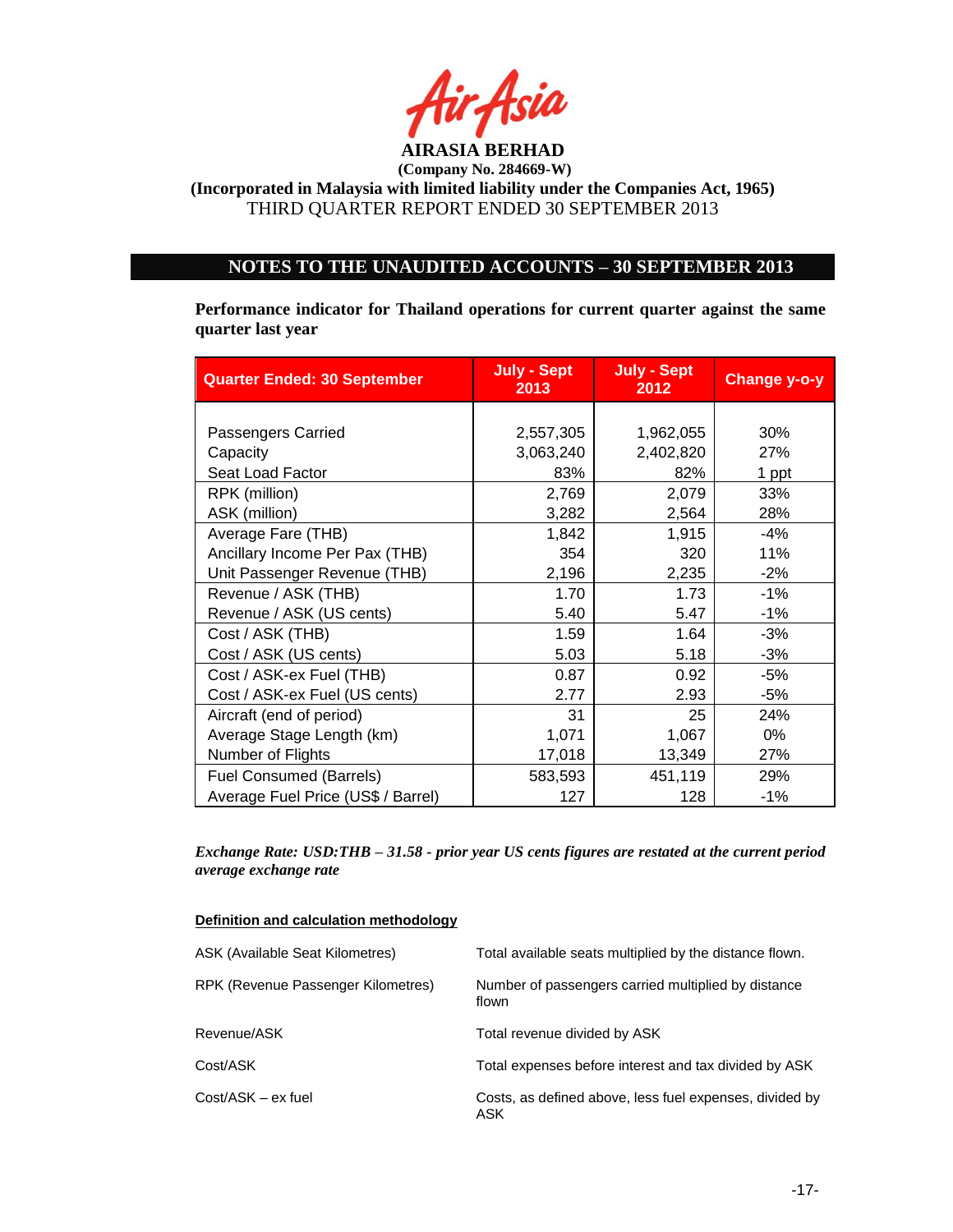**AIRASIA BERHAD**
**(Company No. 284669-W)**
**(Incorporated in Malaysia with limited liability under the Companies Act, 1965)**
THIRD QUARTER REPORT ENDED 30 SEPTEMBER 2013

## NOTES TO THE UNAUDITED ACCOUNTS – 30 SEPTEMBER 2013

**Performance indicator for Thailand operations for current quarter against the same quarter last year**

| Quarter Ended: 30 September | July - Sept 2013 | July - Sept 2012 | Change y-o-y |
|---|---|---|---|
| Passengers Carried | 2,557,305 | 1,962,055 | 30% |
| Capacity | 3,063,240 | 2,402,820 | 27% |
| Seat Load Factor | 83% | 82% | 1 ppt |
| RPK (million) | 2,769 | 2,079 | 33% |
| ASK (million) | 3,282 | 2,564 | 28% |
| Average Fare (THB) | 1,842 | 1,915 | -4% |
| Ancillary Income Per Pax (THB) | 354 | 320 | 11% |
| Unit Passenger Revenue (THB) | 2,196 | 2,235 | -2% |
| Revenue / ASK (THB) | 1.70 | 1.73 | -1% |
| Revenue / ASK (US cents) | 5.40 | 5.47 | -1% |
| Cost / ASK (THB) | 1.59 | 1.64 | -3% |
| Cost / ASK (US cents) | 5.03 | 5.18 | -3% |
| Cost / ASK-ex Fuel (THB) | 0.87 | 0.92 | -5% |
| Cost / ASK-ex Fuel (US cents) | 2.77 | 2.93 | -5% |
| Aircraft (end of period) | 31 | 25 | 24% |
| Average Stage Length (km) | 1,071 | 1,067 | 0% |
| Number of Flights | 17,018 | 13,349 | 27% |
| Fuel Consumed (Barrels) | 583,593 | 451,119 | 29% |
| Average Fuel Price (US$ / Barrel) | 127 | 128 | -1% |

*Exchange Rate: USD:THB – 31.58 - prior year US cents figures are restated at the current period average exchange rate*

**Definition and calculation methodology**

| | |
|---|---|
| ASK (Available Seat Kilometres) | Total available seats multiplied by the distance flown. |
| RPK (Revenue Passenger Kilometres) | Number of passengers carried multiplied by distance flown |
| Revenue/ASK | Total revenue divided by ASK |
| Cost/ASK | Total expenses before interest and tax divided by ASK |
| Cost/ASK – ex fuel | Costs, as defined above, less fuel expenses, divided by ASK |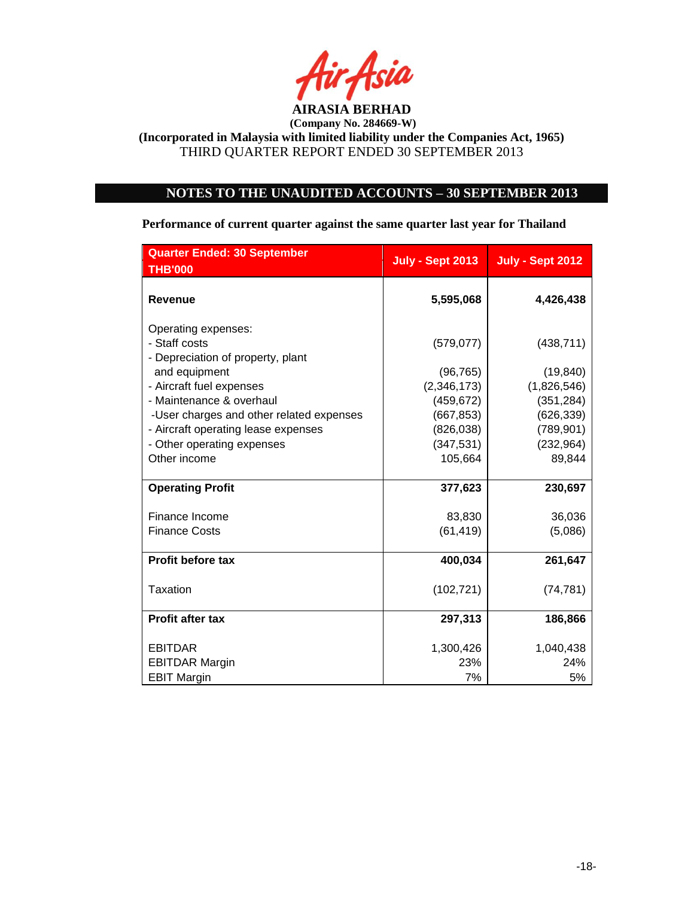**AIRASIA BERHAD**

**(Company No. 284669-W)**

**(Incorporated in Malaysia with limited liability under the Companies Act, 1965)**

THIRD QUARTER REPORT ENDED 30 SEPTEMBER 2013

## NOTES TO THE UNAUDITED ACCOUNTS – 30 SEPTEMBER 2013

**Performance of current quarter against the same quarter last year for Thailand**

| Quarter Ended: 30 September THB'000 | July - Sept 2013 | July - Sept 2012 |
|---|---|---|
| **Revenue** | **5,595,068** | **4,426,438** |
| Operating expenses: | | |
| - Staff costs | (579,077) | (438,711) |
| - Depreciation of property, plant and equipment | (96,765) | (19,840) |
| - Aircraft fuel expenses | (2,346,173) | (1,826,546) |
| - Maintenance & overhaul | (459,672) | (351,284) |
| -User charges and other related expenses | (667,853) | (626,339) |
| - Aircraft operating lease expenses | (826,038) | (789,901) |
| - Other operating expenses | (347,531) | (232,964) |
| Other income | 105,664 | 89,844 |
| **Operating Profit** | **377,623** | **230,697** |
| Finance Income | 83,830 | 36,036 |
| Finance Costs | (61,419) | (5,086) |
| **Profit before tax** | **400,034** | **261,647** |
| Taxation | (102,721) | (74,781) |
| **Profit after tax** | **297,313** | **186,866** |
| EBITDAR | 1,300,426 | 1,040,438 |
| EBITDAR Margin | 23% | 24% |
| EBIT Margin | 7% | 5% |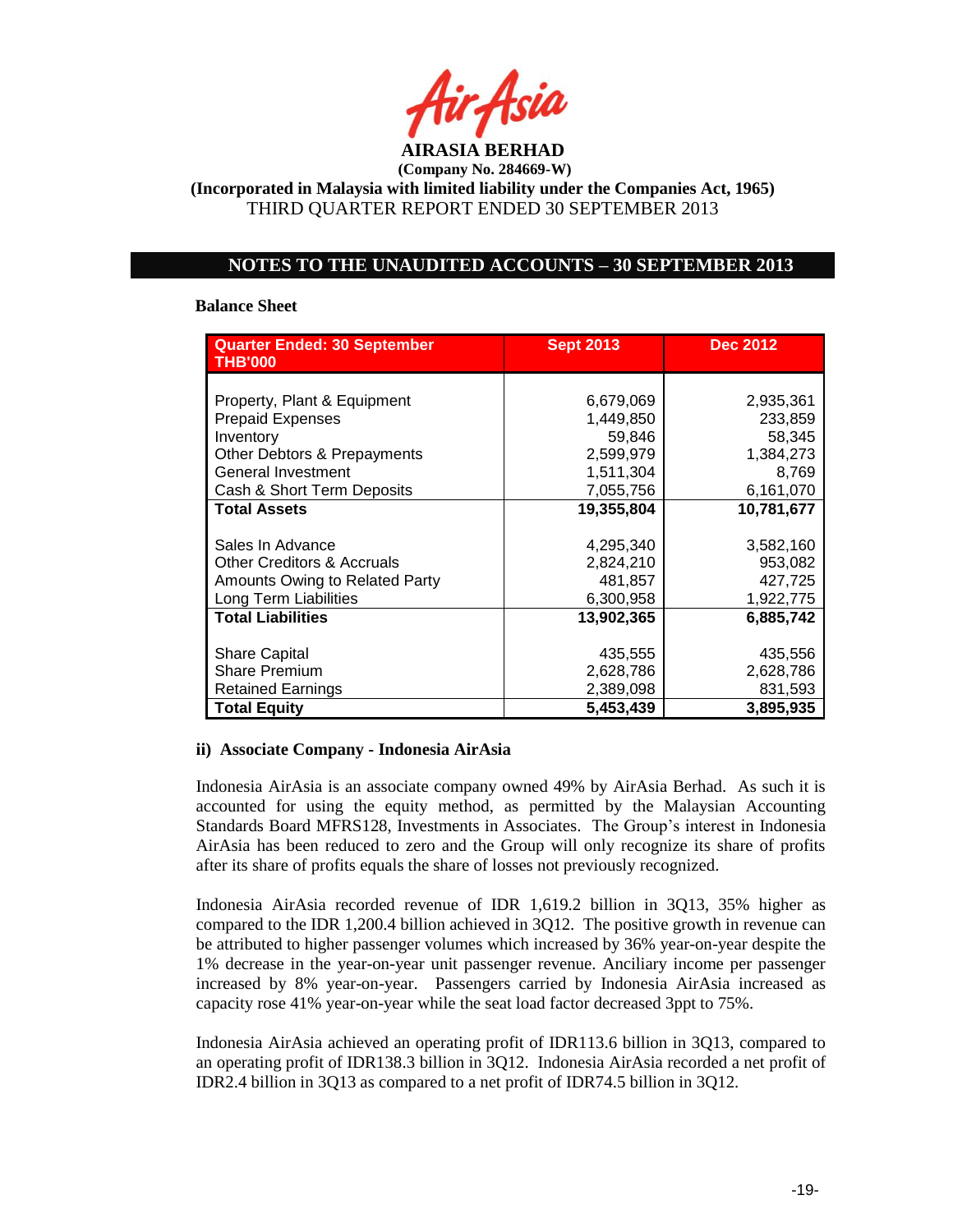**AIRASIA BERHAD**
**(Company No. 284669-W)**
**(Incorporated in Malaysia with limited liability under the Companies Act, 1965)**
THIRD QUARTER REPORT ENDED 30 SEPTEMBER 2013

## NOTES TO THE UNAUDITED ACCOUNTS – 30 SEPTEMBER 2013

**Balance Sheet**

| Quarter Ended: 30 September THB'000 | Sept 2013 | Dec 2012 |
|---|---|---|
| Property, Plant & Equipment | 6,679,069 | 2,935,361 |
| Prepaid Expenses | 1,449,850 | 233,859 |
| Inventory | 59,846 | 58,345 |
| Other Debtors & Prepayments | 2,599,979 | 1,384,273 |
| General Investment | 1,511,304 | 8,769 |
| Cash & Short Term Deposits | 7,055,756 | 6,161,070 |
| **Total Assets** | **19,355,804** | **10,781,677** |
| Sales In Advance | 4,295,340 | 3,582,160 |
| Other Creditors & Accruals | 2,824,210 | 953,082 |
| Amounts Owing to Related Party | 481,857 | 427,725 |
| Long Term Liabilities | 6,300,958 | 1,922,775 |
| **Total Liabilities** | **13,902,365** | **6,885,742** |
| Share Capital | 435,555 | 435,556 |
| Share Premium | 2,628,786 | 2,628,786 |
| Retained Earnings | 2,389,098 | 831,593 |
| **Total Equity** | **5,453,439** | **3,895,935** |

### ii) Associate Company - Indonesia AirAsia

Indonesia AirAsia is an associate company owned 49% by AirAsia Berhad. As such it is accounted for using the equity method, as permitted by the Malaysian Accounting Standards Board MFRS128, Investments in Associates. The Group's interest in Indonesia AirAsia has been reduced to zero and the Group will only recognize its share of profits after its share of profits equals the share of losses not previously recognized.

Indonesia AirAsia recorded revenue of IDR 1,619.2 billion in 3Q13, 35% higher as compared to the IDR 1,200.4 billion achieved in 3Q12. The positive growth in revenue can be attributed to higher passenger volumes which increased by 36% year-on-year despite the 1% decrease in the year-on-year unit passenger revenue. Anciliary income per passenger increased by 8% year-on-year. Passengers carried by Indonesia AirAsia increased as capacity rose 41% year-on-year while the seat load factor decreased 3ppt to 75%.

Indonesia AirAsia achieved an operating profit of IDR113.6 billion in 3Q13, compared to an operating profit of IDR138.3 billion in 3Q12. Indonesia AirAsia recorded a net profit of IDR2.4 billion in 3Q13 as compared to a net profit of IDR74.5 billion in 3Q12.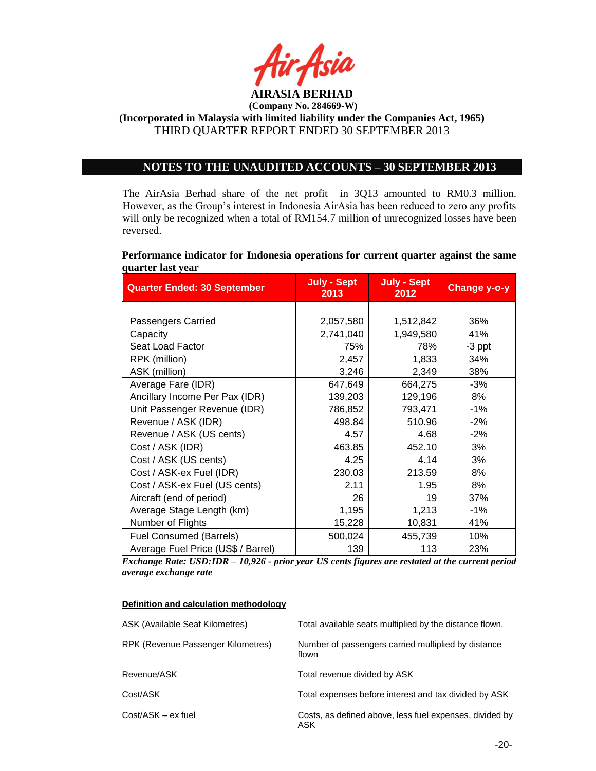**AIRASIA BERHAD**

**(Company No. 284669-W)**

**(Incorporated in Malaysia with limited liability under the Companies Act, 1965)**

THIRD QUARTER REPORT ENDED 30 SEPTEMBER 2013

## NOTES TO THE UNAUDITED ACCOUNTS – 30 SEPTEMBER 2013

The AirAsia Berhad share of the net profit in 3Q13 amounted to RM0.3 million. However, as the Group's interest in Indonesia AirAsia has been reduced to zero any profits will only be recognized when a total of RM154.7 million of unrecognized losses have been reversed.

**Performance indicator for Indonesia operations for current quarter against the same quarter last year**

| Quarter Ended: 30 September | July - Sept 2013 | July - Sept 2012 | Change y-o-y |
|---|---|---|---|
| Passengers Carried | 2,057,580 | 1,512,842 | 36% |
| Capacity | 2,741,040 | 1,949,580 | 41% |
| Seat Load Factor | 75% | 78% | -3 ppt |
| RPK (million) | 2,457 | 1,833 | 34% |
| ASK (million) | 3,246 | 2,349 | 38% |
| Average Fare (IDR) | 647,649 | 664,275 | -3% |
| Ancillary Income Per Pax (IDR) | 139,203 | 129,196 | 8% |
| Unit Passenger Revenue (IDR) | 786,852 | 793,471 | -1% |
| Revenue / ASK (IDR) | 498.84 | 510.96 | -2% |
| Revenue / ASK (US cents) | 4.57 | 4.68 | -2% |
| Cost / ASK (IDR) | 463.85 | 452.10 | 3% |
| Cost / ASK (US cents) | 4.25 | 4.14 | 3% |
| Cost / ASK-ex Fuel (IDR) | 230.03 | 213.59 | 8% |
| Cost / ASK-ex Fuel (US cents) | 2.11 | 1.95 | 8% |
| Aircraft (end of period) | 26 | 19 | 37% |
| Average Stage Length (km) | 1,195 | 1,213 | -1% |
| Number of Flights | 15,228 | 10,831 | 41% |
| Fuel Consumed (Barrels) | 500,024 | 455,739 | 10% |
| Average Fuel Price (US$ / Barrel) | 139 | 113 | 23% |

***Exchange Rate: USD:IDR – 10,926 - prior year US cents figures are restated at the current period average exchange rate***

**Definition and calculation methodology**

| | |
|---|---|
| ASK (Available Seat Kilometres) | Total available seats multiplied by the distance flown. |
| RPK (Revenue Passenger Kilometres) | Number of passengers carried multiplied by distance flown |
| Revenue/ASK | Total revenue divided by ASK |
| Cost/ASK | Total expenses before interest and tax divided by ASK |
| Cost/ASK – ex fuel | Costs, as defined above, less fuel expenses, divided by ASK |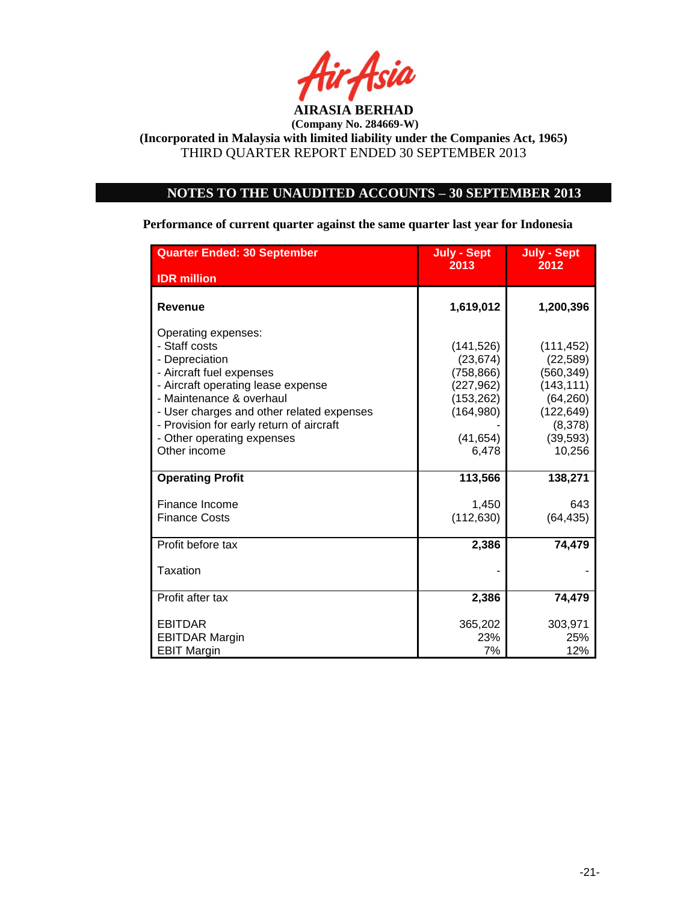**AIRASIA BERHAD**

**(Company No. 284669-W)**

**(Incorporated in Malaysia with limited liability under the Companies Act, 1965)**

THIRD QUARTER REPORT ENDED 30 SEPTEMBER 2013

## NOTES TO THE UNAUDITED ACCOUNTS – 30 SEPTEMBER 2013

**Performance of current quarter against the same quarter last year for Indonesia**

| Quarter Ended: 30 September<br>IDR million | July - Sept 2013 | July - Sept 2012 |
|---|---|---|
| **Revenue** | **1,619,012** | **1,200,396** |
| Operating expenses: | | |
| - Staff costs | (141,526) | (111,452) |
| - Depreciation | (23,674) | (22,589) |
| - Aircraft fuel expenses | (758,866) | (560,349) |
| - Aircraft operating lease expense | (227,962) | (143,111) |
| - Maintenance & overhaul | (153,262) | (64,260) |
| - User charges and other related expenses | (164,980) | (122,649) |
| - Provision for early return of aircraft | - | (8,378) |
| - Other operating expenses | (41,654) | (39,593) |
| Other income | 6,478 | 10,256 |
| **Operating Profit** | **113,566** | **138,271** |
| Finance Income | 1,450 | 643 |
| Finance Costs | (112,630) | (64,435) |
| Profit before tax | **2,386** | **74,479** |
| Taxation | - | - |
| Profit after tax | **2,386** | **74,479** |
| EBITDAR | 365,202 | 303,971 |
| EBITDAR Margin | 23% | 25% |
| EBIT Margin | 7% | 12% |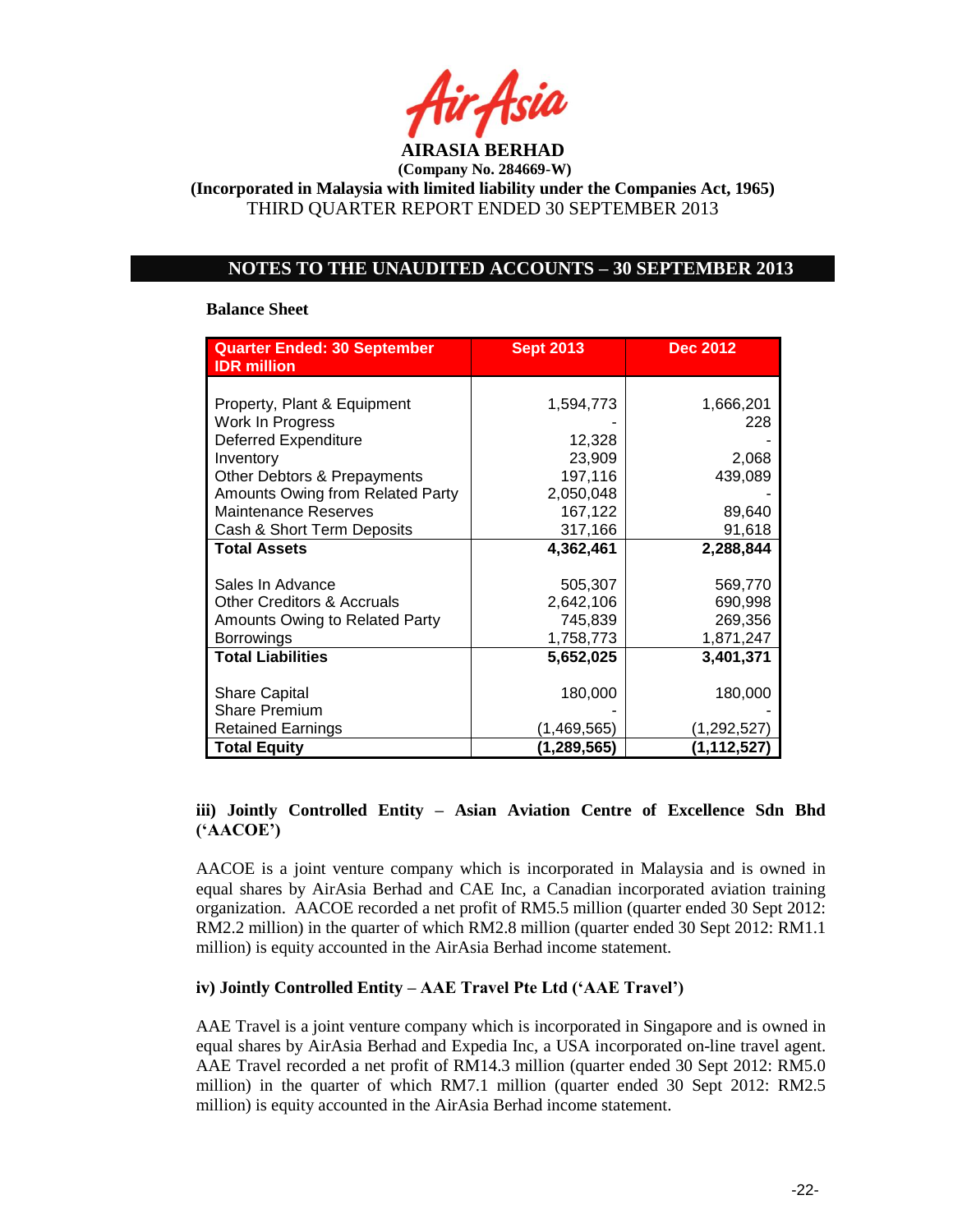**AIRASIA BERHAD**

**(Company No. 284669-W)**

**(Incorporated in Malaysia with limited liability under the Companies Act, 1965)**

THIRD QUARTER REPORT ENDED 30 SEPTEMBER 2013

## NOTES TO THE UNAUDITED ACCOUNTS – 30 SEPTEMBER 2013

**Balance Sheet**

| Quarter Ended: 30 September IDR million | Sept 2013 | Dec 2012 |
|---|---|---|
| Property, Plant & Equipment | 1,594,773 | 1,666,201 |
| Work In Progress | - | 228 |
| Deferred Expenditure | 12,328 | - |
| Inventory | 23,909 | 2,068 |
| Other Debtors & Prepayments | 197,116 | 439,089 |
| Amounts Owing from Related Party | 2,050,048 | - |
| Maintenance Reserves | 167,122 | 89,640 |
| Cash & Short Term Deposits | 317,166 | 91,618 |
| **Total Assets** | **4,362,461** | **2,288,844** |
| Sales In Advance | 505,307 | 569,770 |
| Other Creditors & Accruals | 2,642,106 | 690,998 |
| Amounts Owing to Related Party | 745,839 | 269,356 |
| Borrowings | 1,758,773 | 1,871,247 |
| **Total Liabilities** | **5,652,025** | **3,401,371** |
| Share Capital | 180,000 | 180,000 |
| Share Premium | - | - |
| Retained Earnings | (1,469,565) | (1,292,527) |
| **Total Equity** | **(1,289,565)** | **(1,112,527)** |

**iii) Jointly Controlled Entity – Asian Aviation Centre of Excellence Sdn Bhd ('AACOE')**

AACOE is a joint venture company which is incorporated in Malaysia and is owned in equal shares by AirAsia Berhad and CAE Inc, a Canadian incorporated aviation training organization. AACOE recorded a net profit of RM5.5 million (quarter ended 30 Sept 2012: RM2.2 million) in the quarter of which RM2.8 million (quarter ended 30 Sept 2012: RM1.1 million) is equity accounted in the AirAsia Berhad income statement.

**iv) Jointly Controlled Entity – AAE Travel Pte Ltd ('AAE Travel')**

AAE Travel is a joint venture company which is incorporated in Singapore and is owned in equal shares by AirAsia Berhad and Expedia Inc, a USA incorporated on-line travel agent. AAE Travel recorded a net profit of RM14.3 million (quarter ended 30 Sept 2012: RM5.0 million) in the quarter of which RM7.1 million (quarter ended 30 Sept 2012: RM2.5 million) is equity accounted in the AirAsia Berhad income statement.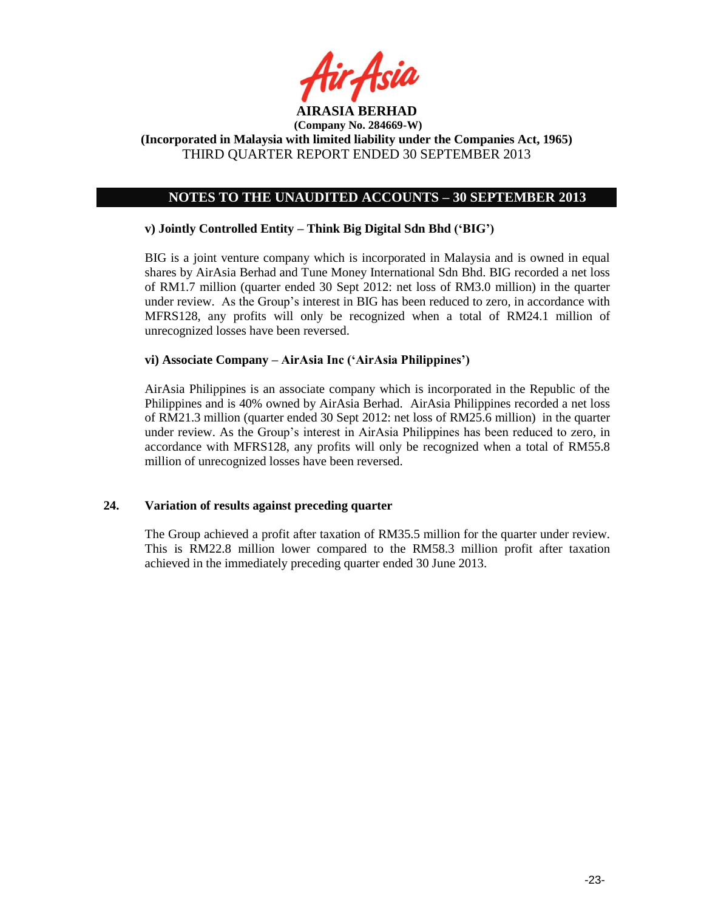## NOTES TO THE UNAUDITED ACCOUNTS – 30 SEPTEMBER 2013

**v) Jointly Controlled Entity – Think Big Digital Sdn Bhd ('BIG')**

BIG is a joint venture company which is incorporated in Malaysia and is owned in equal shares by AirAsia Berhad and Tune Money International Sdn Bhd. BIG recorded a net loss of RM1.7 million (quarter ended 30 Sept 2012: net loss of RM3.0 million) in the quarter under review. As the Group's interest in BIG has been reduced to zero, in accordance with MFRS128, any profits will only be recognized when a total of RM24.1 million of unrecognized losses have been reversed.

**vi) Associate Company – AirAsia Inc ('AirAsia Philippines')**

AirAsia Philippines is an associate company which is incorporated in the Republic of the Philippines and is 40% owned by AirAsia Berhad. AirAsia Philippines recorded a net loss of RM21.3 million (quarter ended 30 Sept 2012: net loss of RM25.6 million) in the quarter under review. As the Group's interest in AirAsia Philippines has been reduced to zero, in accordance with MFRS128, any profits will only be recognized when a total of RM55.8 million of unrecognized losses have been reversed.

### 24. Variation of results against preceding quarter

The Group achieved a profit after taxation of RM35.5 million for the quarter under review. This is RM22.8 million lower compared to the RM58.3 million profit after taxation achieved in the immediately preceding quarter ended 30 June 2013.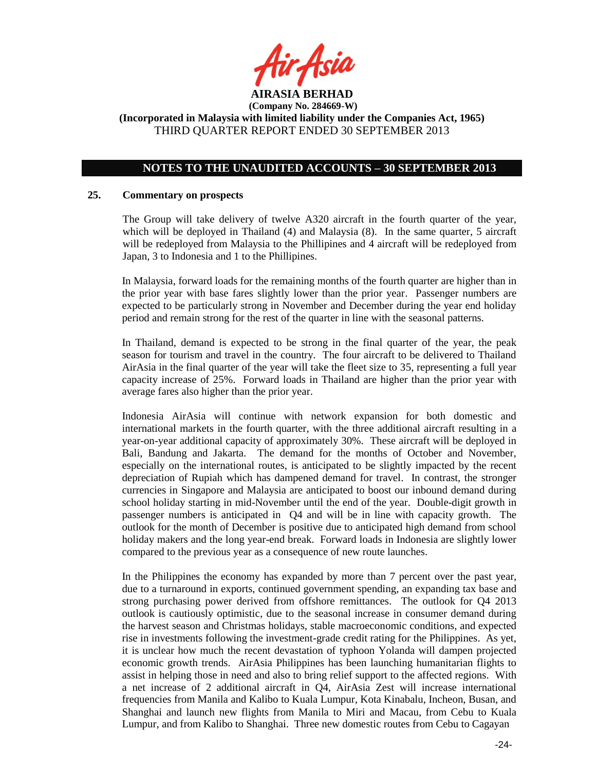**AIRASIA BERHAD**
**(Company No. 284669-W)**
**(Incorporated in Malaysia with limited liability under the Companies Act, 1965)**
THIRD QUARTER REPORT ENDED 30 SEPTEMBER 2013

## NOTES TO THE UNAUDITED ACCOUNTS – 30 SEPTEMBER 2013

**25. Commentary on prospects**

The Group will take delivery of twelve A320 aircraft in the fourth quarter of the year, which will be deployed in Thailand (4) and Malaysia (8). In the same quarter, 5 aircraft will be redeployed from Malaysia to the Phillipines and 4 aircraft will be redeployed from Japan, 3 to Indonesia and 1 to the Phillipines.

In Malaysia, forward loads for the remaining months of the fourth quarter are higher than in the prior year with base fares slightly lower than the prior year. Passenger numbers are expected to be particularly strong in November and December during the year end holiday period and remain strong for the rest of the quarter in line with the seasonal patterns.

In Thailand, demand is expected to be strong in the final quarter of the year, the peak season for tourism and travel in the country. The four aircraft to be delivered to Thailand AirAsia in the final quarter of the year will take the fleet size to 35, representing a full year capacity increase of 25%. Forward loads in Thailand are higher than the prior year with average fares also higher than the prior year.

Indonesia AirAsia will continue with network expansion for both domestic and international markets in the fourth quarter, with the three additional aircraft resulting in a year-on-year additional capacity of approximately 30%. These aircraft will be deployed in Bali, Bandung and Jakarta. The demand for the months of October and November, especially on the international routes, is anticipated to be slightly impacted by the recent depreciation of Rupiah which has dampened demand for travel. In contrast, the stronger currencies in Singapore and Malaysia are anticipated to boost our inbound demand during school holiday starting in mid-November until the end of the year. Double-digit growth in passenger numbers is anticipated in Q4 and will be in line with capacity growth. The outlook for the month of December is positive due to anticipated high demand from school holiday makers and the long year-end break. Forward loads in Indonesia are slightly lower compared to the previous year as a consequence of new route launches.

In the Philippines the economy has expanded by more than 7 percent over the past year, due to a turnaround in exports, continued government spending, an expanding tax base and strong purchasing power derived from offshore remittances. The outlook for Q4 2013 outlook is cautiously optimistic, due to the seasonal increase in consumer demand during the harvest season and Christmas holidays, stable macroeconomic conditions, and expected rise in investments following the investment-grade credit rating for the Philippines. As yet, it is unclear how much the recent devastation of typhoon Yolanda will dampen projected economic growth trends. AirAsia Philippines has been launching humanitarian flights to assist in helping those in need and also to bring relief support to the affected regions. With a net increase of 2 additional aircraft in Q4, AirAsia Zest will increase international frequencies from Manila and Kalibo to Kuala Lumpur, Kota Kinabalu, Incheon, Busan, and Shanghai and launch new flights from Manila to Miri and Macau, from Cebu to Kuala Lumpur, and from Kalibo to Shanghai. Three new domestic routes from Cebu to Cagayan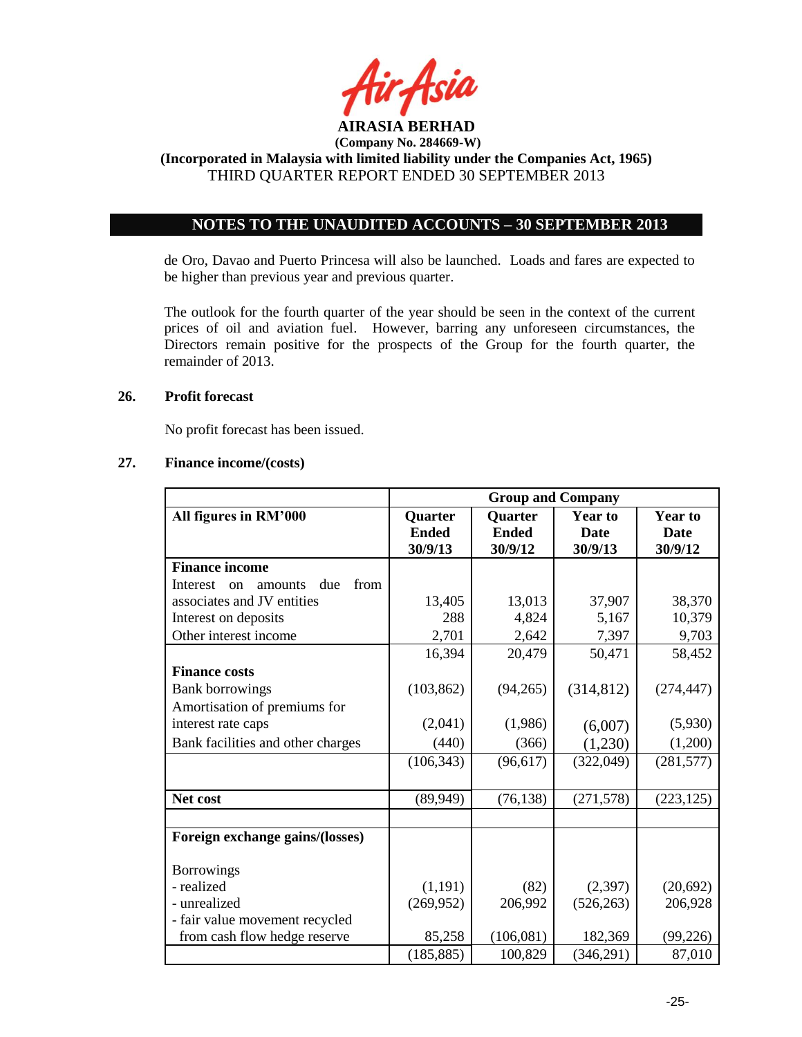de Oro, Davao and Puerto Princesa will also be launched. Loads and fares are expected to be higher than previous year and previous quarter.

The outlook for the fourth quarter of the year should be seen in the context of the current prices of oil and aviation fuel. However, barring any unforeseen circumstances, the Directors remain positive for the prospects of the Group for the fourth quarter, the remainder of 2013.

**26. Profit forecast**

No profit forecast has been issued.

**27. Finance income/(costs)**

| | Group and Company | | | |
|---|---|---|---|---|
| **All figures in RM'000** | **Quarter Ended 30/9/13** | **Quarter Ended 30/9/12** | **Year to Date 30/9/13** | **Year to Date 30/9/12** |
| **Finance income** | | | | |
| Interest on amounts due from associates and JV entities | 13,405 | 13,013 | 37,907 | 38,370 |
| Interest on deposits | 288 | 4,824 | 5,167 | 10,379 |
| Other interest income | 2,701 | 2,642 | 7,397 | 9,703 |
| | 16,394 | 20,479 | 50,471 | 58,452 |
| **Finance costs** | | | | |
| Bank borrowings | (103,862) | (94,265) | (314,812) | (274,447) |
| Amortisation of premiums for interest rate caps | (2,041) | (1,986) | (6,007) | (5,930) |
| Bank facilities and other charges | (440) | (366) | (1,230) | (1,200) |
| | (106,343) | (96,617) | (322,049) | (281,577) |
| **Net cost** | (89,949) | (76,138) | (271,578) | (223,125) |
| | | | | |
| **Foreign exchange gains/(losses)** | | | | |
| Borrowings | | | | |
| - realized | (1,191) | (82) | (2,397) | (20,692) |
| - unrealized | (269,952) | 206,992 | (526,263) | 206,928 |
| - fair value movement recycled from cash flow hedge reserve | 85,258 | (106,081) | 182,369 | (99,226) |
| | (185,885) | 100,829 | (346,291) | 87,010 |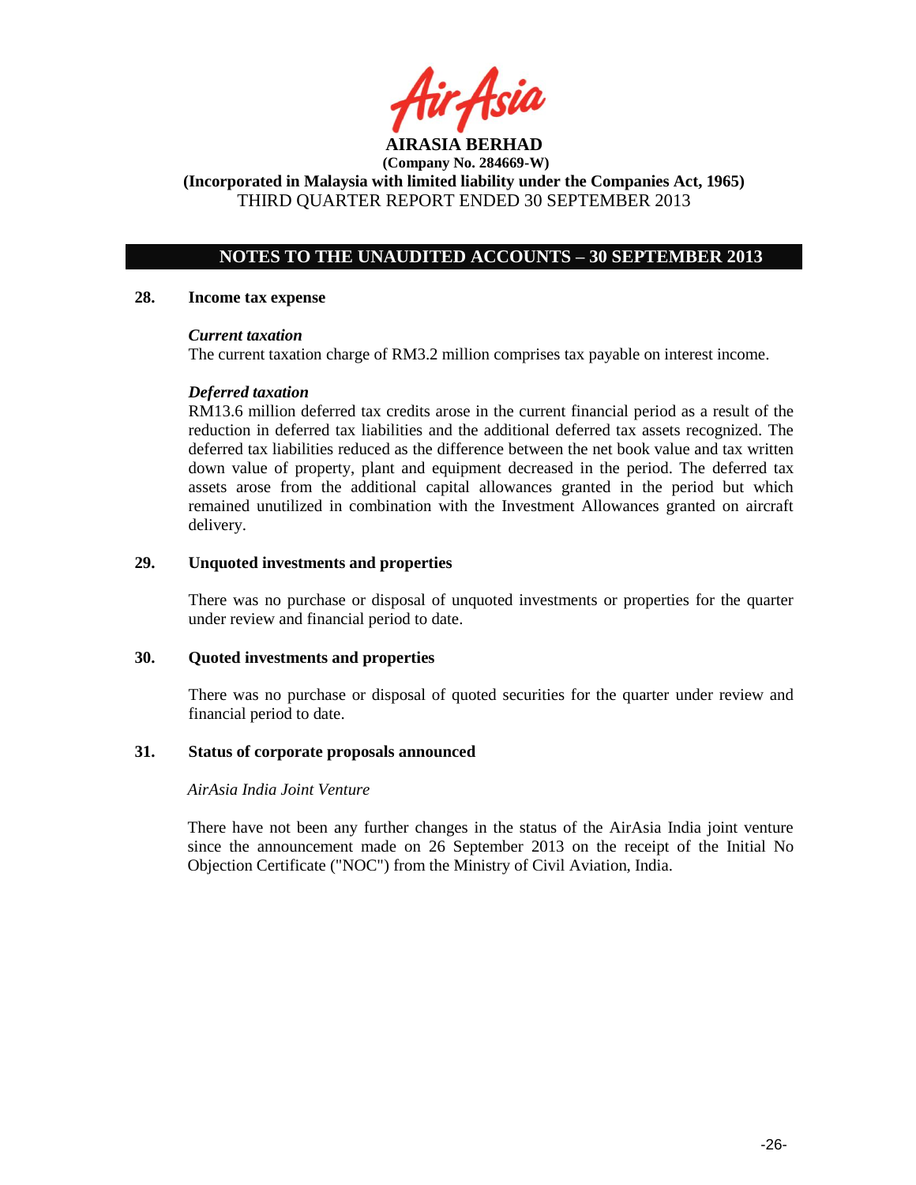## NOTES TO THE UNAUDITED ACCOUNTS – 30 SEPTEMBER 2013

### 28. Income tax expense

***Current taxation***

The current taxation charge of RM3.2 million comprises tax payable on interest income.

***Deferred taxation***

RM13.6 million deferred tax credits arose in the current financial period as a result of the reduction in deferred tax liabilities and the additional deferred tax assets recognized. The deferred tax liabilities reduced as the difference between the net book value and tax written down value of property, plant and equipment decreased in the period. The deferred tax assets arose from the additional capital allowances granted in the period but which remained unutilized in combination with the Investment Allowances granted on aircraft delivery.

### 29. Unquoted investments and properties

There was no purchase or disposal of unquoted investments or properties for the quarter under review and financial period to date.

### 30. Quoted investments and properties

There was no purchase or disposal of quoted securities for the quarter under review and financial period to date.

### 31. Status of corporate proposals announced

*AirAsia India Joint Venture*

There have not been any further changes in the status of the AirAsia India joint venture since the announcement made on 26 September 2013 on the receipt of the Initial No Objection Certificate ("NOC") from the Ministry of Civil Aviation, India.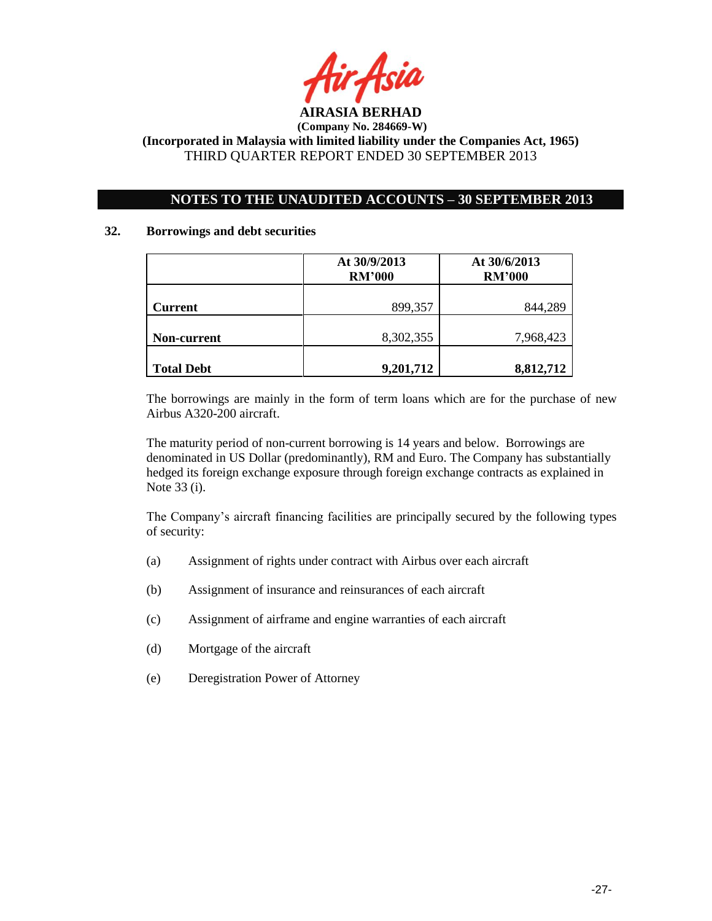**AIRASIA BERHAD**
**(Company No. 284669-W)**
**(Incorporated in Malaysia with limited liability under the Companies Act, 1965)**
THIRD QUARTER REPORT ENDED 30 SEPTEMBER 2013

## NOTES TO THE UNAUDITED ACCOUNTS – 30 SEPTEMBER 2013

### 32. Borrowings and debt securities

| | At 30/9/2013 RM'000 | At 30/6/2013 RM'000 |
|---|---|---|
| **Current** | 899,357 | 844,289 |
| **Non-current** | 8,302,355 | 7,968,423 |
| **Total Debt** | **9,201,712** | **8,812,712** |

The borrowings are mainly in the form of term loans which are for the purchase of new Airbus A320-200 aircraft.

The maturity period of non-current borrowing is 14 years and below. Borrowings are denominated in US Dollar (predominantly), RM and Euro. The Company has substantially hedged its foreign exchange exposure through foreign exchange contracts as explained in Note 33 (i).

The Company's aircraft financing facilities are principally secured by the following types of security:

(a) Assignment of rights under contract with Airbus over each aircraft

(b) Assignment of insurance and reinsurances of each aircraft

(c) Assignment of airframe and engine warranties of each aircraft

(d) Mortgage of the aircraft

(e) Deregistration Power of Attorney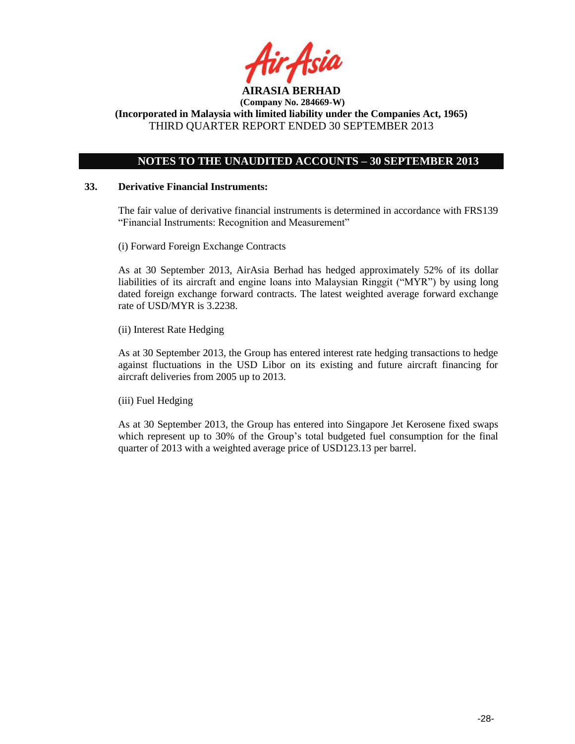**AIRASIA BERHAD**
**(Company No. 284669-W)**
**(Incorporated in Malaysia with limited liability under the Companies Act, 1965)**
THIRD QUARTER REPORT ENDED 30 SEPTEMBER 2013

## NOTES TO THE UNAUDITED ACCOUNTS – 30 SEPTEMBER 2013

### 33. Derivative Financial Instruments:

The fair value of derivative financial instruments is determined in accordance with FRS139 "Financial Instruments: Recognition and Measurement"

(i) Forward Foreign Exchange Contracts

As at 30 September 2013, AirAsia Berhad has hedged approximately 52% of its dollar liabilities of its aircraft and engine loans into Malaysian Ringgit ("MYR") by using long dated foreign exchange forward contracts. The latest weighted average forward exchange rate of USD/MYR is 3.2238.

(ii) Interest Rate Hedging

As at 30 September 2013, the Group has entered interest rate hedging transactions to hedge against fluctuations in the USD Libor on its existing and future aircraft financing for aircraft deliveries from 2005 up to 2013.

(iii) Fuel Hedging

As at 30 September 2013, the Group has entered into Singapore Jet Kerosene fixed swaps which represent up to 30% of the Group's total budgeted fuel consumption for the final quarter of 2013 with a weighted average price of USD123.13 per barrel.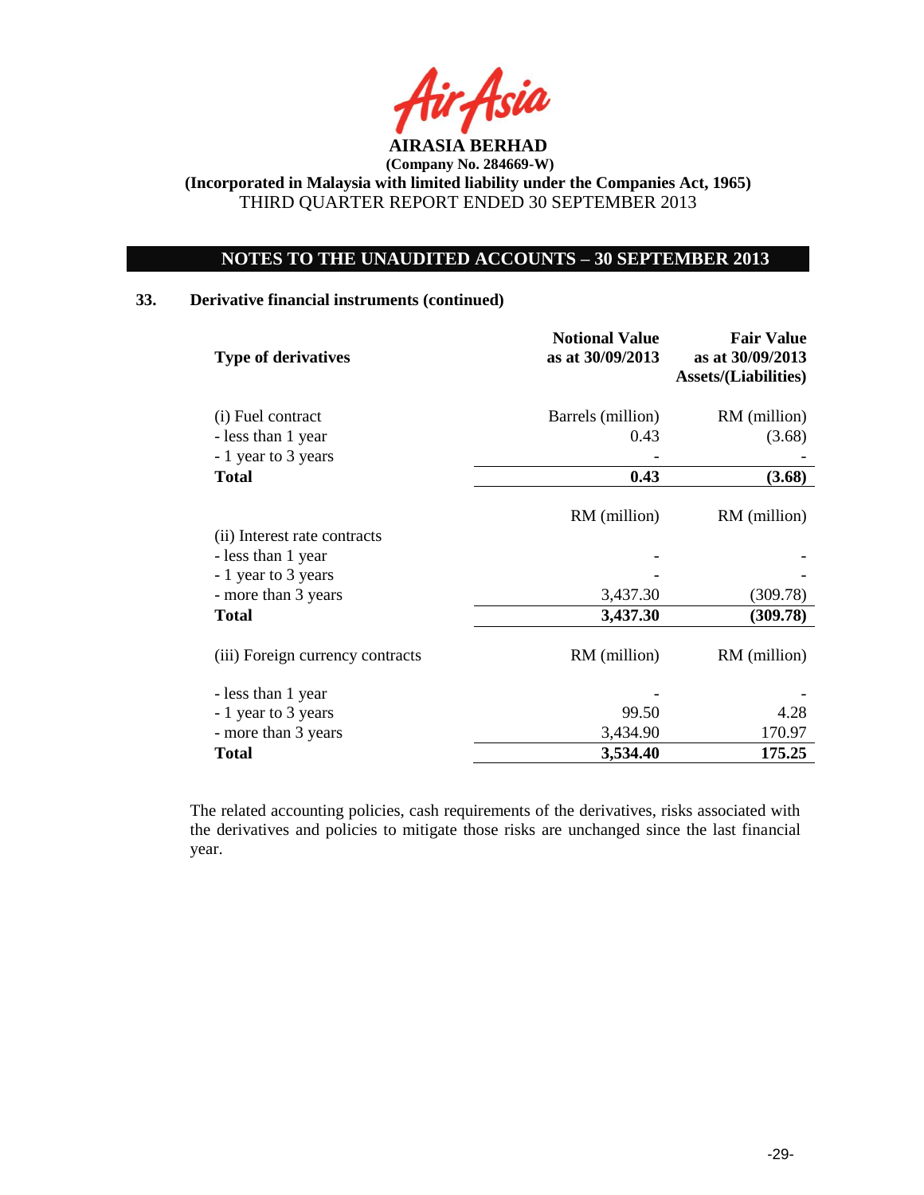**AIRASIA BERHAD**
**(Company No. 284669-W)**
**(Incorporated in Malaysia with limited liability under the Companies Act, 1965)**
THIRD QUARTER REPORT ENDED 30 SEPTEMBER 2013

## NOTES TO THE UNAUDITED ACCOUNTS – 30 SEPTEMBER 2013

### 33. Derivative financial instruments (continued)

| Type of derivatives | Notional Value as at 30/09/2013 | Fair Value as at 30/09/2013 Assets/(Liabilities) |
|---|---|---|
| (i) Fuel contract | Barrels (million) | RM (million) |
| - less than 1 year | 0.43 | (3.68) |
| - 1 year to 3 years | - | - |
| **Total** | **0.43** | **(3.68)** |
| | RM (million) | RM (million) |
| (ii) Interest rate contracts | | |
| - less than 1 year | - | - |
| - 1 year to 3 years | - | - |
| - more than 3 years | 3,437.30 | (309.78) |
| **Total** | **3,437.30** | **(309.78)** |
| (iii) Foreign currency contracts | RM (million) | RM (million) |
| - less than 1 year | - | - |
| - 1 year to 3 years | 99.50 | 4.28 |
| - more than 3 years | 3,434.90 | 170.97 |
| **Total** | **3,534.40** | **175.25** |

The related accounting policies, cash requirements of the derivatives, risks associated with the derivatives and policies to mitigate those risks are unchanged since the last financial year.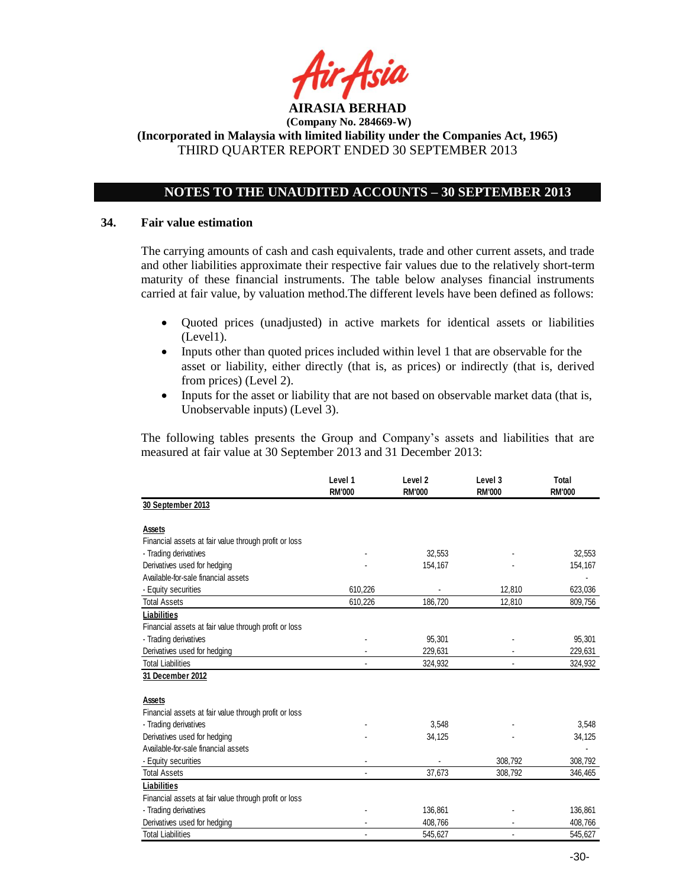AirAsia

**AIRASIA BERHAD**
**(Company No. 284669-W)**
**(Incorporated in Malaysia with limited liability under the Companies Act, 1965)**
THIRD QUARTER REPORT ENDED 30 SEPTEMBER 2013

## NOTES TO THE UNAUDITED ACCOUNTS – 30 SEPTEMBER 2013

### 34. Fair value estimation

The carrying amounts of cash and cash equivalents, trade and other current assets, and trade and other liabilities approximate their respective fair values due to the relatively short-term maturity of these financial instruments. The table below analyses financial instruments carried at fair value, by valuation method.The different levels have been defined as follows:

- Quoted prices (unadjusted) in active markets for identical assets or liabilities (Level1).
- Inputs other than quoted prices included within level 1 that are observable for the asset or liability, either directly (that is, as prices) or indirectly (that is, derived from prices) (Level 2).
- Inputs for the asset or liability that are not based on observable market data (that is, Unobservable inputs) (Level 3).

The following tables presents the Group and Company's assets and liabilities that are measured at fair value at 30 September 2013 and 31 December 2013:

| | Level 1<br>RM'000 | Level 2<br>RM'000 | Level 3<br>RM'000 | Total<br>RM'000 |
|---|---|---|---|---|
| **30 September 2013** | | | | |
| **Assets** | | | | |
| Financial assets at fair value through profit or loss | | | | |
| - Trading derivatives | - | 32,553 | - | 32,553 |
| Derivatives used for hedging | - | 154,167 | - | 154,167 |
| Available-for-sale financial assets | | | | - |
| - Equity securities | 610,226 | - | 12,810 | 623,036 |
| Total Assets | 610,226 | 186,720 | 12,810 | 809,756 |
| **Liabilities** | | | | |
| Financial assets at fair value through profit or loss | | | | |
| - Trading derivatives | - | 95,301 | - | 95,301 |
| Derivatives used for hedging | - | 229,631 | - | 229,631 |
| Total Liabilities | - | 324,932 | - | 324,932 |
| **31 December 2012** | | | | |
| **Assets** | | | | |
| Financial assets at fair value through profit or loss | | | | |
| - Trading derivatives | - | 3,548 | - | 3,548 |
| Derivatives used for hedging | - | 34,125 | - | 34,125 |
| Available-for-sale financial assets | | | | - |
| - Equity securities | - | - | 308,792 | 308,792 |
| Total Assets | - | 37,673 | 308,792 | 346,465 |
| **Liabilities** | | | | |
| Financial assets at fair value through profit or loss | | | | |
| - Trading derivatives | - | 136,861 | - | 136,861 |
| Derivatives used for hedging | - | 408,766 | - | 408,766 |
| Total Liabilities | - | 545,627 | - | 545,627 |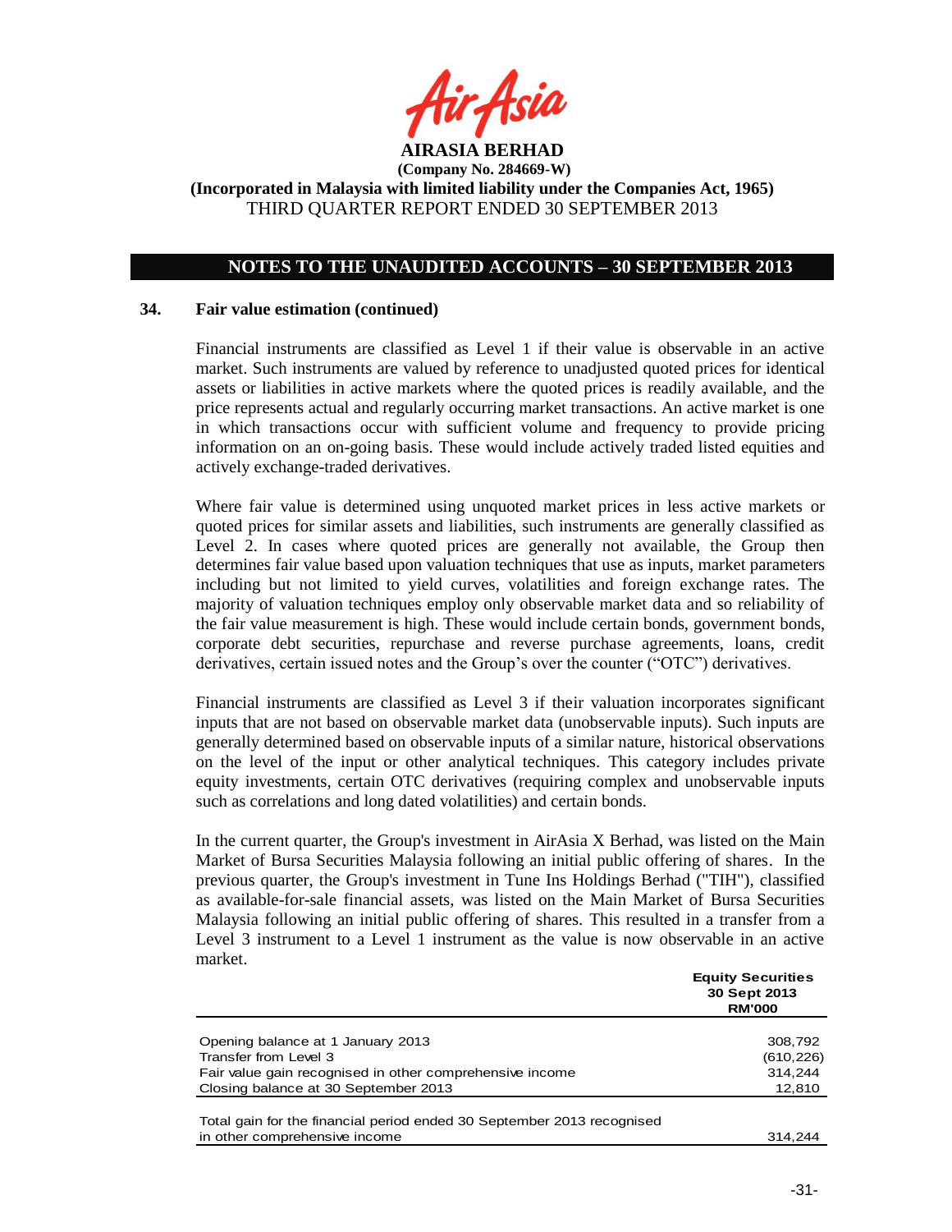## NOTES TO THE UNAUDITED ACCOUNTS – 30 SEPTEMBER 2013

### 34. Fair value estimation (continued)

Financial instruments are classified as Level 1 if their value is observable in an active market. Such instruments are valued by reference to unadjusted quoted prices for identical assets or liabilities in active markets where the quoted prices is readily available, and the price represents actual and regularly occurring market transactions. An active market is one in which transactions occur with sufficient volume and frequency to provide pricing information on an on-going basis. These would include actively traded listed equities and actively exchange-traded derivatives.

Where fair value is determined using unquoted market prices in less active markets or quoted prices for similar assets and liabilities, such instruments are generally classified as Level 2. In cases where quoted prices are generally not available, the Group then determines fair value based upon valuation techniques that use as inputs, market parameters including but not limited to yield curves, volatilities and foreign exchange rates. The majority of valuation techniques employ only observable market data and so reliability of the fair value measurement is high. These would include certain bonds, government bonds, corporate debt securities, repurchase and reverse purchase agreements, loans, credit derivatives, certain issued notes and the Group's over the counter ("OTC") derivatives.

Financial instruments are classified as Level 3 if their valuation incorporates significant inputs that are not based on observable market data (unobservable inputs). Such inputs are generally determined based on observable inputs of a similar nature, historical observations on the level of the input or other analytical techniques. This category includes private equity investments, certain OTC derivatives (requiring complex and unobservable inputs such as correlations and long dated volatilities) and certain bonds.

In the current quarter, the Group's investment in AirAsia X Berhad, was listed on the Main Market of Bursa Securities Malaysia following an initial public offering of shares. In the previous quarter, the Group's investment in Tune Ins Holdings Berhad ("TIH"), classified as available-for-sale financial assets, was listed on the Main Market of Bursa Securities Malaysia following an initial public offering of shares. This resulted in a transfer from a Level 3 instrument to a Level 1 instrument as the value is now observable in an active market.

| | Equity Securities 30 Sept 2013 RM'000 |
|---|---|
| Opening balance at 1 January 2013 | 308,792 |
| Transfer from Level 3 | (610,226) |
| Fair value gain recognised in other comprehensive income | 314,244 |
| Closing balance at 30 September 2013 | 12,810 |
| | |
| Total gain for the financial period ended 30 September 2013 recognised in other comprehensive income | 314,244 |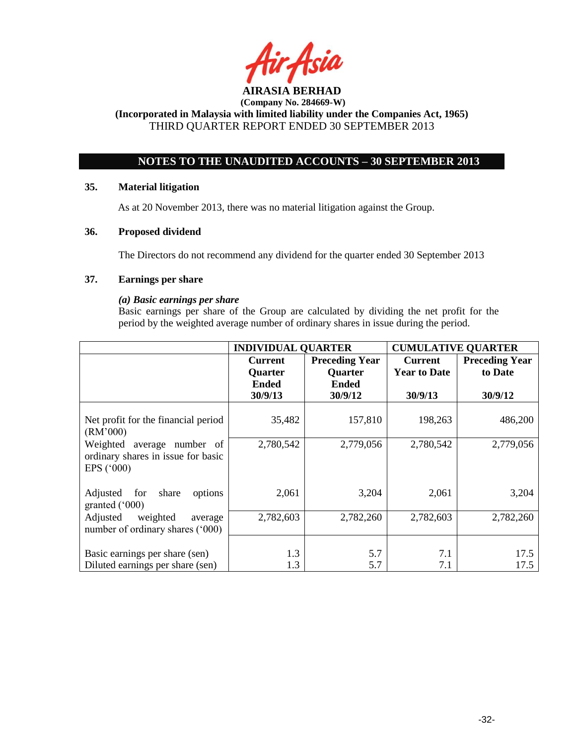**AIRASIA BERHAD**
**(Company No. 284669-W)**
**(Incorporated in Malaysia with limited liability under the Companies Act, 1965)**
THIRD QUARTER REPORT ENDED 30 SEPTEMBER 2013

## NOTES TO THE UNAUDITED ACCOUNTS – 30 SEPTEMBER 2013

### 35. Material litigation

As at 20 November 2013, there was no material litigation against the Group.

### 36. Proposed dividend

The Directors do not recommend any dividend for the quarter ended 30 September 2013

### 37. Earnings per share

***(a) Basic earnings per share***

Basic earnings per share of the Group are calculated by dividing the net profit for the period by the weighted average number of ordinary shares in issue during the period.

| | **INDIVIDUAL QUARTER** | | **CUMULATIVE QUARTER** | |
|---|---|---|---|---|
| | **Current Quarter Ended 30/9/13** | **Preceding Year Quarter Ended 30/9/12** | **Current Year to Date 30/9/13** | **Preceding Year to Date 30/9/12** |
| Net profit for the financial period (RM'000) | 35,482 | 157,810 | 198,263 | 486,200 |
| Weighted average number of ordinary shares in issue for basic EPS ('000) | 2,780,542 | 2,779,056 | 2,780,542 | 2,779,056 |
| Adjusted for share options granted ('000) | 2,061 | 3,204 | 2,061 | 3,204 |
| Adjusted weighted average number of ordinary shares ('000) | 2,782,603 | 2,782,260 | 2,782,603 | 2,782,260 |
| Basic earnings per share (sen) | 1.3 | 5.7 | 7.1 | 17.5 |
| Diluted earnings per share (sen) | 1.3 | 5.7 | 7.1 | 17.5 |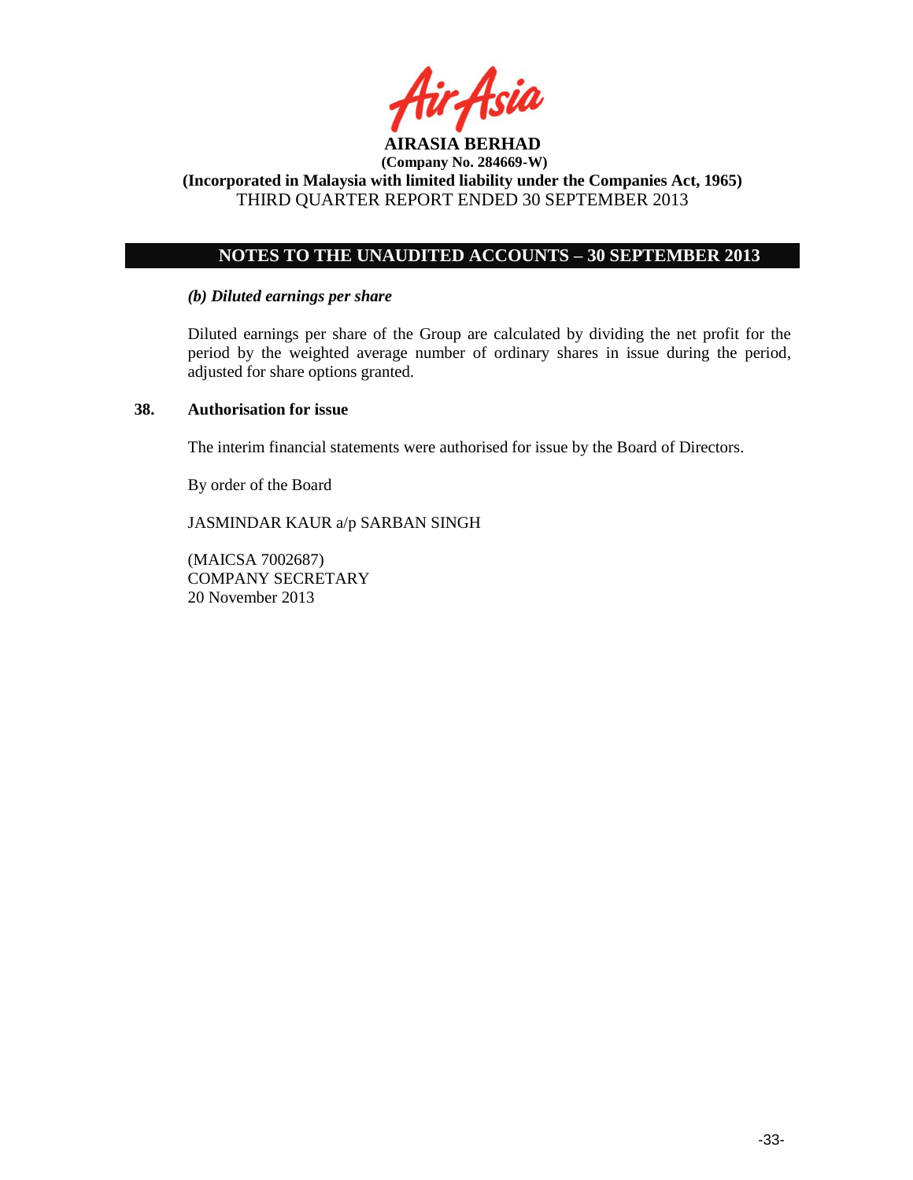### (b) Diluted earnings per share

Diluted earnings per share of the Group are calculated by dividing the net profit for the period by the weighted average number of ordinary shares in issue during the period, adjusted for share options granted.

## 38. Authorisation for issue

The interim financial statements were authorised for issue by the Board of Directors.

By order of the Board

JASMINDAR KAUR a/p SARBAN SINGH

(MAICSA 7002687)
COMPANY SECRETARY
20 November 2013